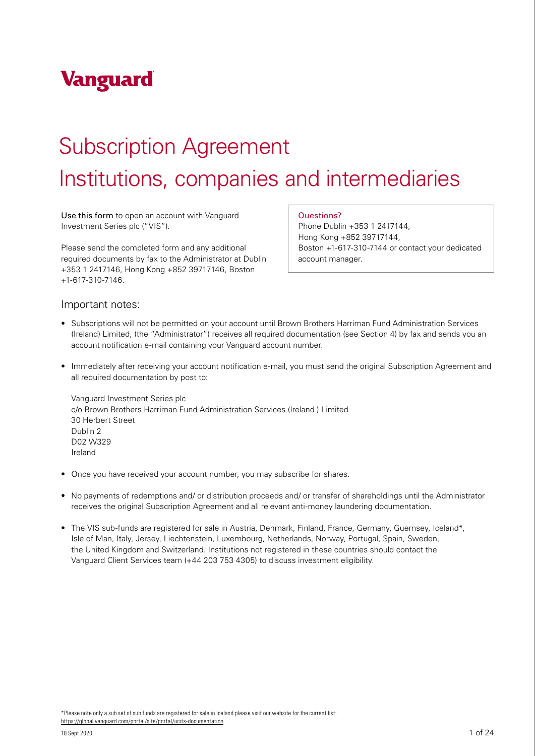# Vanguard

# Subscription Agreement
# Institutions, companies and intermediaries

**Use this form** to open an account with Vanguard Investment Series plc ("VIS").

Please send the completed form and any additional required documents by fax to the Administrator at Dublin +353 1 2417146, Hong Kong +852 39717146, Boston +1-617-310-7146.

**Questions?**
Phone Dublin +353 1 2417144,
Hong Kong +852 39717144,
Boston +1-617-310-7144 or contact your dedicated account manager.

## Important notes:

- Subscriptions will not be permitted on your account until Brown Brothers Harriman Fund Administration Services (Ireland) Limited, (the "Administrator") receives all required documentation (see Section 4) by fax and sends you an account notification e-mail containing your Vanguard account number.

- Immediately after receiving your account notification e-mail, you must send the original Subscription Agreement and all required documentation by post to:

  Vanguard Investment Series plc
  c/o Brown Brothers Harriman Fund Administration Services (Ireland ) Limited
  30 Herbert Street
  Dublin 2
  D02 W329
  Ireland

- Once you have received your account number, you may subscribe for shares.

- No payments of redemptions and/ or distribution proceeds and/ or transfer of shareholdings until the Administrator receives the original Subscription Agreement and all relevant anti-money laundering documentation.

- The VIS sub-funds are registered for sale in Austria, Denmark, Finland, France, Germany, Guernsey, Iceland*, Isle of Man, Italy, Jersey, Liechtenstein, Luxembourg, Netherlands, Norway, Portugal, Spain, Sweden, the United Kingdom and Switzerland. Institutions not registered in these countries should contact the Vanguard Client Services team (+44 203 753 4305) to discuss investment eligibility.

*Please note only a sub set of sub funds are registered for sale in Iceland please visit our website for the current list: https://global.vanguard.com/portal/site/portal/ucits-documentation

10 Sept 2020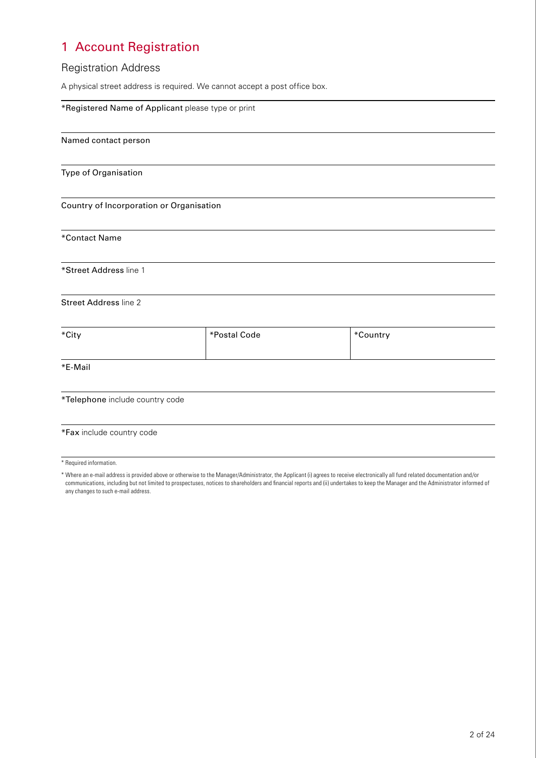# 1 Account Registration

## Registration Address

A physical street address is required. We cannot accept a post office box.

**\*Registered Name of Applicant** please type or print

**Named contact person**

**Type of Organisation**

**Country of Incorporation or Organisation**

**\*Contact Name**

**\*Street Address** line 1

**Street Address** line 2

| \*City | \*Postal Code | \*Country |
| --- | --- | --- |
| | | |

**\*E-Mail**

**\*Telephone** include country code

**\*Fax** include country code

\* Required information.

\* Where an e-mail address is provided above or otherwise to the Manager/Administrator, the Applicant (i) agrees to receive electronically all fund related documentation and/or communications, including but not limited to prospectuses, notices to shareholders and financial reports and (ii) undertakes to keep the Manager and the Administrator informed of any changes to such e-mail address.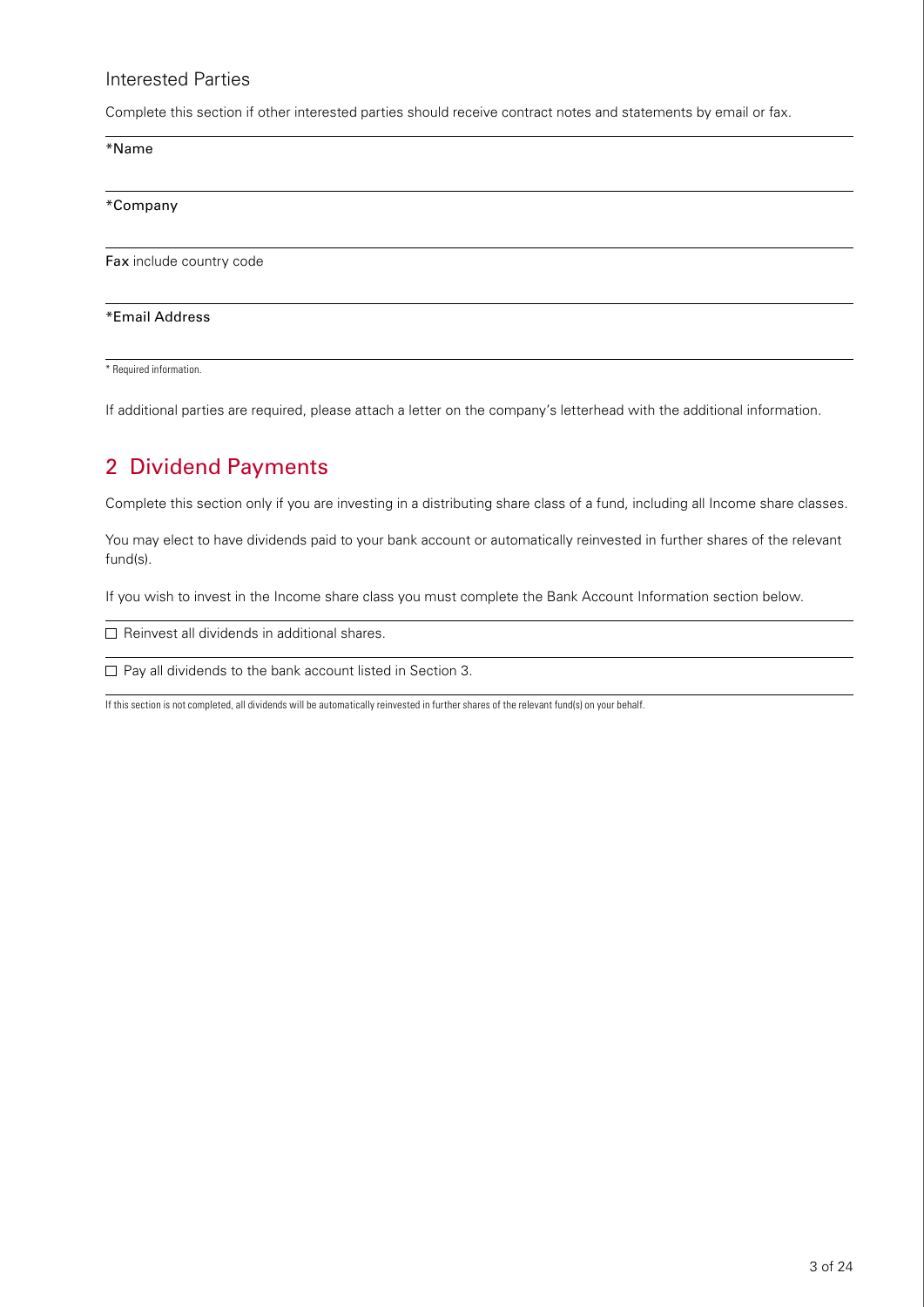### Interested Parties

Complete this section if other interested parties should receive contract notes and statements by email or fax.

*Name

*Company

**Fax** include country code

*Email Address

* Required information.

If additional parties are required, please attach a letter on the company's letterhead with the additional information.

## 2 Dividend Payments

Complete this section only if you are investing in a distributing share class of a fund, including all Income share classes.

You may elect to have dividends paid to your bank account or automatically reinvested in further shares of the relevant fund(s).

If you wish to invest in the Income share class you must complete the Bank Account Information section below.

☐ Reinvest all dividends in additional shares.

☐ Pay all dividends to the bank account listed in Section 3.

If this section is not completed, all dividends will be automatically reinvested in further shares of the relevant fund(s) on your behalf.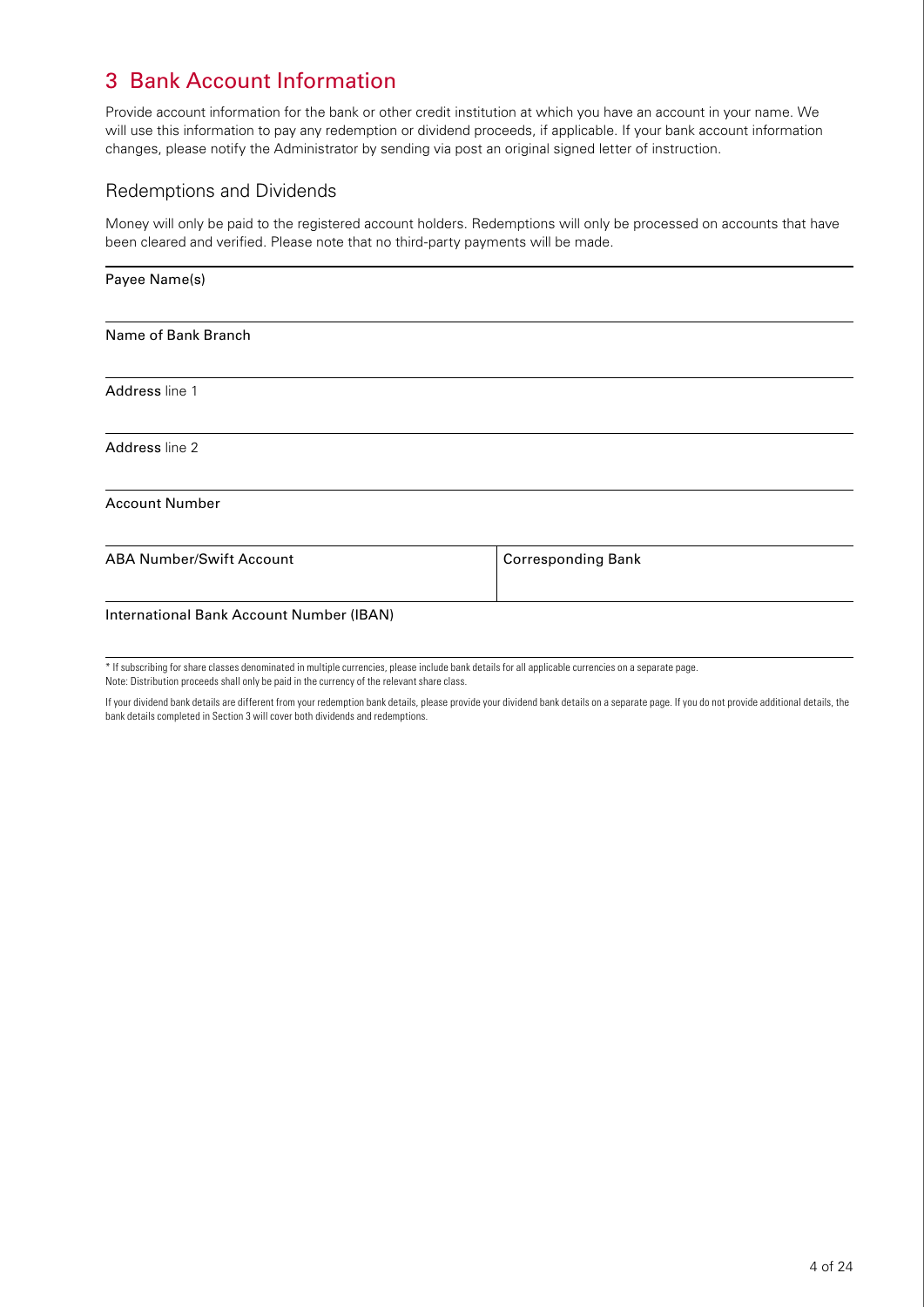## 3 Bank Account Information

Provide account information for the bank or other credit institution at which you have an account in your name. We will use this information to pay any redemption or dividend proceeds, if applicable. If your bank account information changes, please notify the Administrator by sending via post an original signed letter of instruction.

### Redemptions and Dividends

Money will only be paid to the registered account holders. Redemptions will only be processed on accounts that have been cleared and verified. Please note that no third-party payments will be made.

| Payee Name(s) | |
|---|---|
| Name of Bank Branch | |
| Address line 1 | |
| Address line 2 | |
| Account Number | |
| ABA Number/Swift Account | Corresponding Bank |
| International Bank Account Number (IBAN) | |

* If subscribing for share classes denominated in multiple currencies, please include bank details for all applicable currencies on a separate page.
Note: Distribution proceeds shall only be paid in the currency of the relevant share class.

If your dividend bank details are different from your redemption bank details, please provide your dividend bank details on a separate page. If you do not provide additional details, the bank details completed in Section 3 will cover both dividends and redemptions.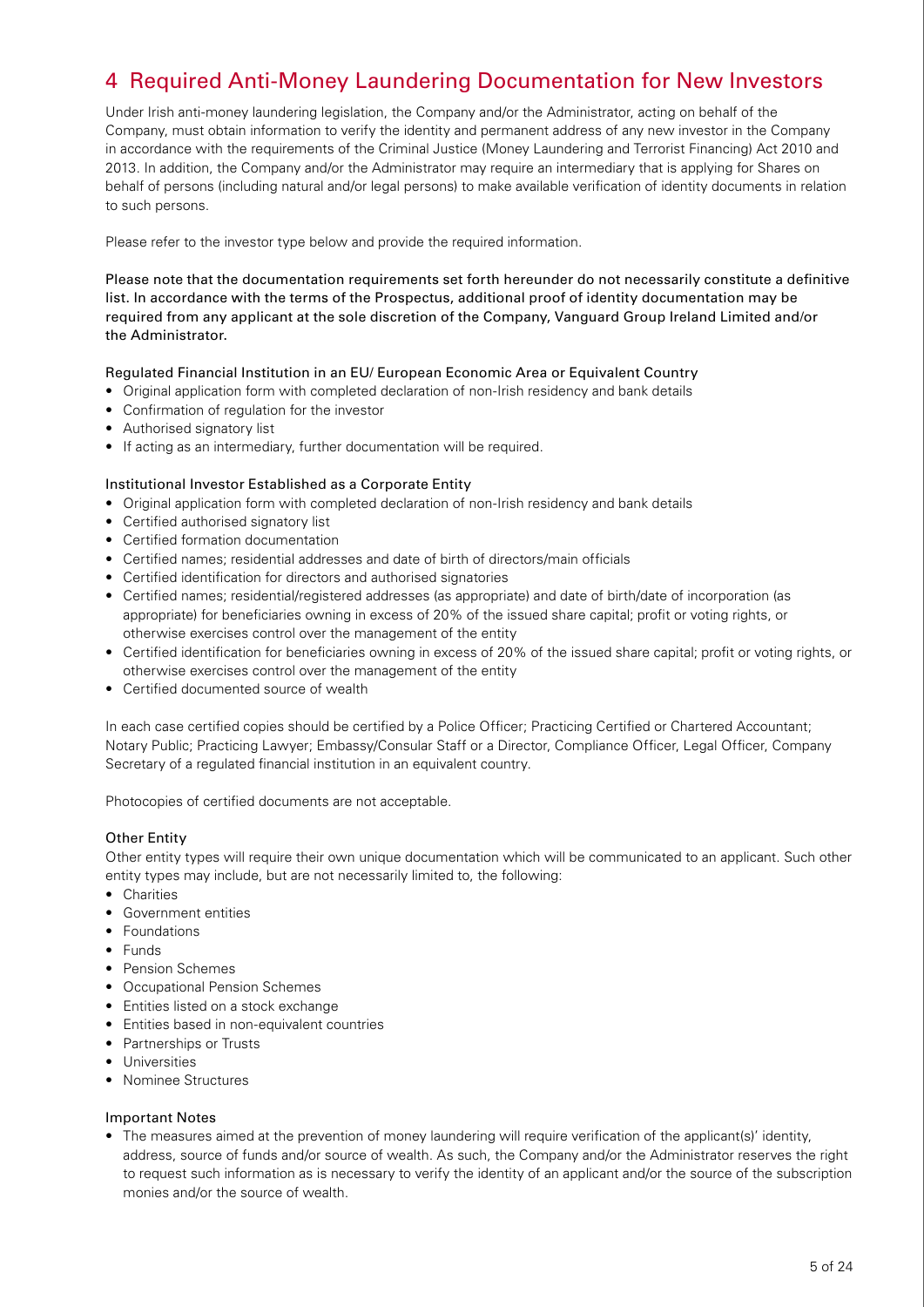## 4 Required Anti-Money Laundering Documentation for New Investors

Under Irish anti-money laundering legislation, the Company and/or the Administrator, acting on behalf of the Company, must obtain information to verify the identity and permanent address of any new investor in the Company in accordance with the requirements of the Criminal Justice (Money Laundering and Terrorist Financing) Act 2010 and 2013. In addition, the Company and/or the Administrator may require an intermediary that is applying for Shares on behalf of persons (including natural and/or legal persons) to make available verification of identity documents in relation to such persons.

Please refer to the investor type below and provide the required information.

**Please note that the documentation requirements set forth hereunder do not necessarily constitute a definitive list. In accordance with the terms of the Prospectus, additional proof of identity documentation may be required from any applicant at the sole discretion of the Company, Vanguard Group Ireland Limited and/or the Administrator.**

### Regulated Financial Institution in an EU/ European Economic Area or Equivalent Country

- Original application form with completed declaration of non-Irish residency and bank details
- Confirmation of regulation for the investor
- Authorised signatory list
- If acting as an intermediary, further documentation will be required.

### Institutional Investor Established as a Corporate Entity

- Original application form with completed declaration of non-Irish residency and bank details
- Certified authorised signatory list
- Certified formation documentation
- Certified names; residential addresses and date of birth of directors/main officials
- Certified identification for directors and authorised signatories
- Certified names; residential/registered addresses (as appropriate) and date of birth/date of incorporation (as appropriate) for beneficiaries owning in excess of 20% of the issued share capital; profit or voting rights, or otherwise exercises control over the management of the entity
- Certified identification for beneficiaries owning in excess of 20% of the issued share capital; profit or voting rights, or otherwise exercises control over the management of the entity
- Certified documented source of wealth

In each case certified copies should be certified by a Police Officer; Practicing Certified or Chartered Accountant; Notary Public; Practicing Lawyer; Embassy/Consular Staff or a Director, Compliance Officer, Legal Officer, Company Secretary of a regulated financial institution in an equivalent country.

Photocopies of certified documents are not acceptable.

### Other Entity

Other entity types will require their own unique documentation which will be communicated to an applicant. Such other entity types may include, but are not necessarily limited to, the following:

- Charities
- Government entities
- Foundations
- Funds
- Pension Schemes
- Occupational Pension Schemes
- Entities listed on a stock exchange
- Entities based in non-equivalent countries
- Partnerships or Trusts
- Universities
- Nominee Structures

### Important Notes

- The measures aimed at the prevention of money laundering will require verification of the applicant(s)' identity, address, source of funds and/or source of wealth. As such, the Company and/or the Administrator reserves the right to request such information as is necessary to verify the identity of an applicant and/or the source of the subscription monies and/or the source of wealth.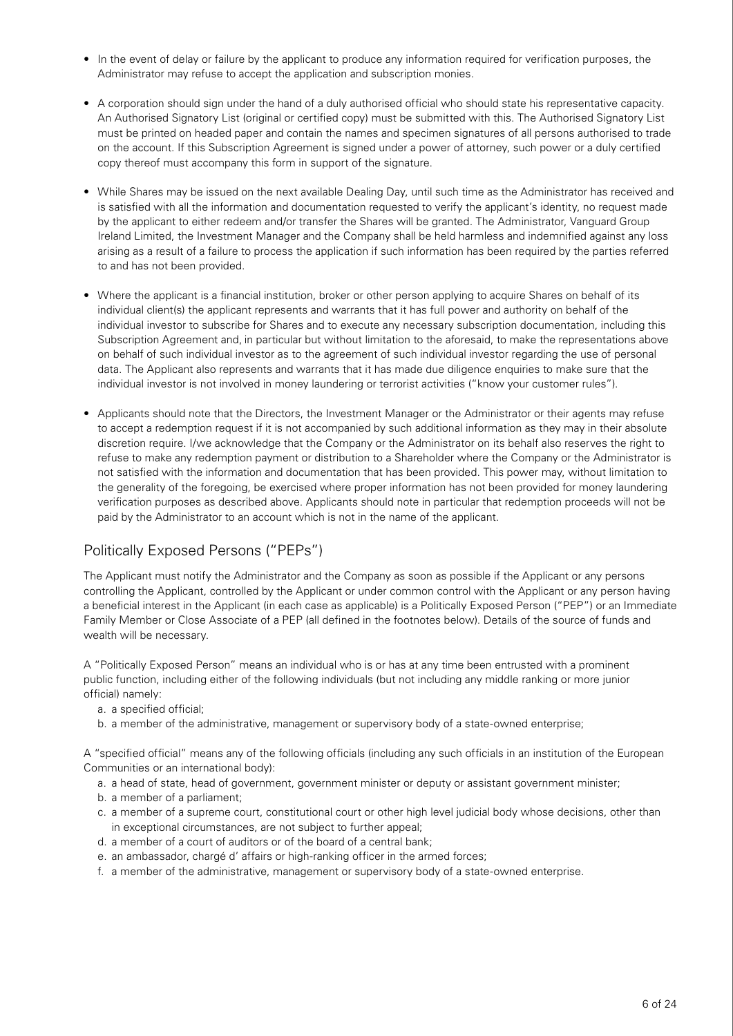- In the event of delay or failure by the applicant to produce any information required for verification purposes, the Administrator may refuse to accept the application and subscription monies.
- A corporation should sign under the hand of a duly authorised official who should state his representative capacity. An Authorised Signatory List (original or certified copy) must be submitted with this. The Authorised Signatory List must be printed on headed paper and contain the names and specimen signatures of all persons authorised to trade on the account. If this Subscription Agreement is signed under a power of attorney, such power or a duly certified copy thereof must accompany this form in support of the signature.
- While Shares may be issued on the next available Dealing Day, until such time as the Administrator has received and is satisfied with all the information and documentation requested to verify the applicant's identity, no request made by the applicant to either redeem and/or transfer the Shares will be granted. The Administrator, Vanguard Group Ireland Limited, the Investment Manager and the Company shall be held harmless and indemnified against any loss arising as a result of a failure to process the application if such information has been required by the parties referred to and has not been provided.
- Where the applicant is a financial institution, broker or other person applying to acquire Shares on behalf of its individual client(s) the applicant represents and warrants that it has full power and authority on behalf of the individual investor to subscribe for Shares and to execute any necessary subscription documentation, including this Subscription Agreement and, in particular but without limitation to the aforesaid, to make the representations above on behalf of such individual investor as to the agreement of such individual investor regarding the use of personal data. The Applicant also represents and warrants that it has made due diligence enquiries to make sure that the individual investor is not involved in money laundering or terrorist activities ("know your customer rules").
- Applicants should note that the Directors, the Investment Manager or the Administrator or their agents may refuse to accept a redemption request if it is not accompanied by such additional information as they may in their absolute discretion require. I/we acknowledge that the Company or the Administrator on its behalf also reserves the right to refuse to make any redemption payment or distribution to a Shareholder where the Company or the Administrator is not satisfied with the information and documentation that has been provided. This power may, without limitation to the generality of the foregoing, be exercised where proper information has not been provided for money laundering verification purposes as described above. Applicants should note in particular that redemption proceeds will not be paid by the Administrator to an account which is not in the name of the applicant.

## Politically Exposed Persons ("PEPs")

The Applicant must notify the Administrator and the Company as soon as possible if the Applicant or any persons controlling the Applicant, controlled by the Applicant or under common control with the Applicant or any person having a beneficial interest in the Applicant (in each case as applicable) is a Politically Exposed Person ("PEP") or an Immediate Family Member or Close Associate of a PEP (all defined in the footnotes below). Details of the source of funds and wealth will be necessary.

A "Politically Exposed Person" means an individual who is or has at any time been entrusted with a prominent public function, including either of the following individuals (but not including any middle ranking or more junior official) namely:

a. a specified official;
b. a member of the administrative, management or supervisory body of a state-owned enterprise;

A "specified official" means any of the following officials (including any such officials in an institution of the European Communities or an international body):

a. a head of state, head of government, government minister or deputy or assistant government minister;
b. a member of a parliament;
c. a member of a supreme court, constitutional court or other high level judicial body whose decisions, other than in exceptional circumstances, are not subject to further appeal;
d. a member of a court of auditors or of the board of a central bank;
e. an ambassador, chargé d' affairs or high-ranking officer in the armed forces;
f. a member of the administrative, management or supervisory body of a state-owned enterprise.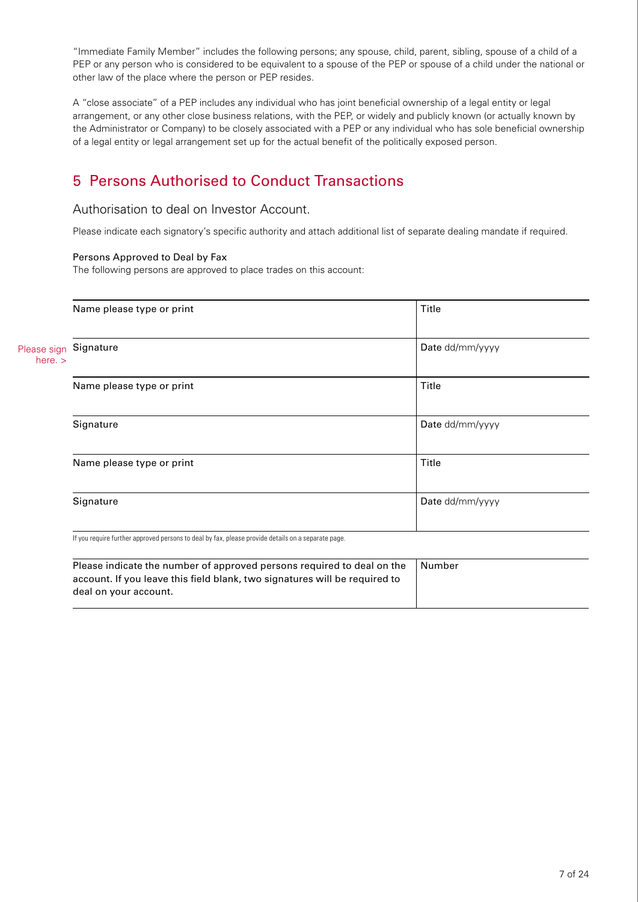"Immediate Family Member" includes the following persons; any spouse, child, parent, sibling, spouse of a child of a PEP or any person who is considered to be equivalent to a spouse of the PEP or spouse of a child under the national or other law of the place where the person or PEP resides.

A "close associate" of a PEP includes any individual who has joint beneficial ownership of a legal entity or legal arrangement, or any other close business relations, with the PEP, or widely and publicly known (or actually known by the Administrator or Company) to be closely associated with a PEP or any individual who has sole beneficial ownership of a legal entity or legal arrangement set up for the actual benefit of the politically exposed person.

## 5 Persons Authorised to Conduct Transactions

### Authorisation to deal on Investor Account.

Please indicate each signatory's specific authority and attach additional list of separate dealing mandate if required.

**Persons Approved to Deal by Fax**

The following persons are approved to place trades on this account:

| Name please type or print | Title |
|---|---|
| Please sign here. > Signature | Date dd/mm/yyyy |
| Name please type or print | Title |
| Signature | Date dd/mm/yyyy |
| Name please type or print | Title |
| Signature | Date dd/mm/yyyy |

If you require further approved persons to deal by fax, please provide details on a separate page.

| Please indicate the number of approved persons required to deal on the account. If you leave this field blank, two signatures will be required to deal on your account. | Number |
|---|---|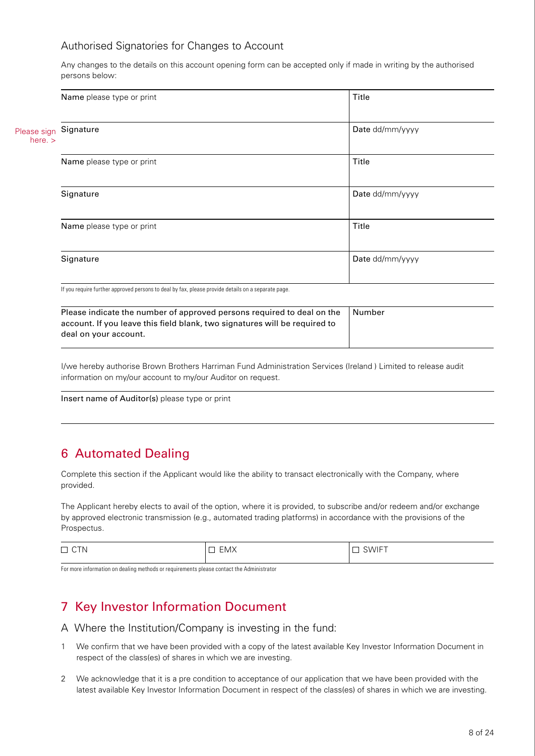### Authorised Signatories for Changes to Account

Any changes to the details on this account opening form can be accepted only if made in writing by the authorised persons below:

| Name please type or print | Title |
|---|---|
| Please sign here. > Signature | Date dd/mm/yyyy |
| Name please type or print | Title |
| Signature | Date dd/mm/yyyy |
| Name please type or print | Title |
| Signature | Date dd/mm/yyyy |

If you require further approved persons to deal by fax, please provide details on a separate page.

| Please indicate the number of approved persons required to deal on the account. If you leave this field blank, two signatures will be required to deal on your account. | Number |
|---|---|

I/we hereby authorise Brown Brothers Harriman Fund Administration Services (Ireland ) Limited to release audit information on my/our account to my/our Auditor on request.

**Insert name of Auditor(s)** please type or print

## 6 Automated Dealing

Complete this section if the Applicant would like the ability to transact electronically with the Company, where provided.

The Applicant hereby elects to avail of the option, where it is provided, to subscribe and/or redeem and/or exchange by approved electronic transmission (e.g., automated trading platforms) in accordance with the provisions of the Prospectus.

| ☐ CTN | ☐ EMX | ☐ SWIFT |
|---|---|---|

For more information on dealing methods or requirements please contact the Administrator

## 7 Key Investor Information Document

### A Where the Institution/Company is investing in the fund:

1. We confirm that we have been provided with a copy of the latest available Key Investor Information Document in respect of the class(es) of shares in which we are investing.
2. We acknowledge that it is a pre condition to acceptance of our application that we have been provided with the latest available Key Investor Information Document in respect of the class(es) of shares in which we are investing.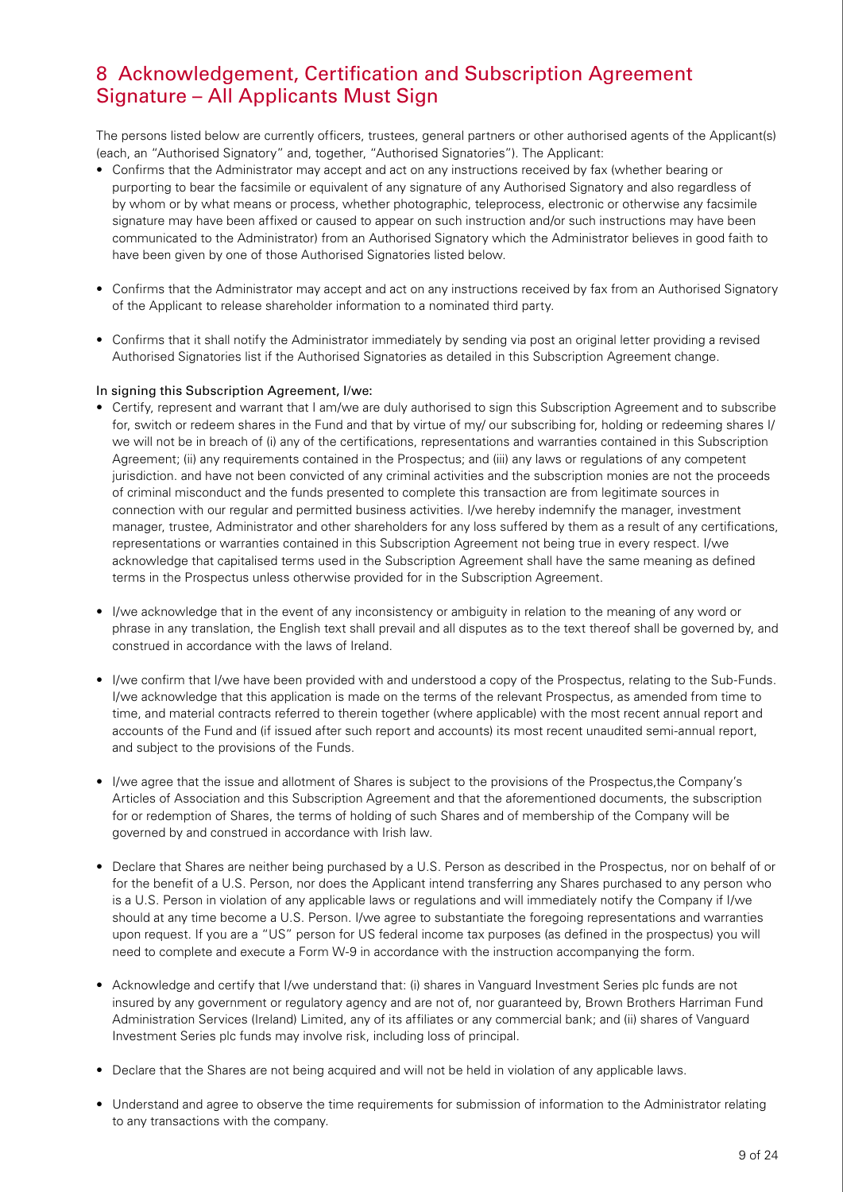## 8 Acknowledgement, Certification and Subscription Agreement Signature – All Applicants Must Sign

The persons listed below are currently officers, trustees, general partners or other authorised agents of the Applicant(s) (each, an "Authorised Signatory" and, together, "Authorised Signatories"). The Applicant:

- Confirms that the Administrator may accept and act on any instructions received by fax (whether bearing or purporting to bear the facsimile or equivalent of any signature of any Authorised Signatory and also regardless of by whom or by what means or process, whether photographic, teleprocess, electronic or otherwise any facsimile signature may have been affixed or caused to appear on such instruction and/or such instructions may have been communicated to the Administrator) from an Authorised Signatory which the Administrator believes in good faith to have been given by one of those Authorised Signatories listed below.

- Confirms that the Administrator may accept and act on any instructions received by fax from an Authorised Signatory of the Applicant to release shareholder information to a nominated third party.

- Confirms that it shall notify the Administrator immediately by sending via post an original letter providing a revised Authorised Signatories list if the Authorised Signatories as detailed in this Subscription Agreement change.

In signing this Subscription Agreement, I/we:

- Certify, represent and warrant that I am/we are duly authorised to sign this Subscription Agreement and to subscribe for, switch or redeem shares in the Fund and that by virtue of my/ our subscribing for, holding or redeeming shares I/ we will not be in breach of (i) any of the certifications, representations and warranties contained in this Subscription Agreement; (ii) any requirements contained in the Prospectus; and (iii) any laws or regulations of any competent jurisdiction. and have not been convicted of any criminal activities and the subscription monies are not the proceeds of criminal misconduct and the funds presented to complete this transaction are from legitimate sources in connection with our regular and permitted business activities. I/we hereby indemnify the manager, investment manager, trustee, Administrator and other shareholders for any loss suffered by them as a result of any certifications, representations or warranties contained in this Subscription Agreement not being true in every respect. I/we acknowledge that capitalised terms used in the Subscription Agreement shall have the same meaning as defined terms in the Prospectus unless otherwise provided for in the Subscription Agreement.

- I/we acknowledge that in the event of any inconsistency or ambiguity in relation to the meaning of any word or phrase in any translation, the English text shall prevail and all disputes as to the text thereof shall be governed by, and construed in accordance with the laws of Ireland.

- I/we confirm that I/we have been provided with and understood a copy of the Prospectus, relating to the Sub-Funds. I/we acknowledge that this application is made on the terms of the relevant Prospectus, as amended from time to time, and material contracts referred to therein together (where applicable) with the most recent annual report and accounts of the Fund and (if issued after such report and accounts) its most recent unaudited semi-annual report, and subject to the provisions of the Funds.

- I/we agree that the issue and allotment of Shares is subject to the provisions of the Prospectus,the Company's Articles of Association and this Subscription Agreement and that the aforementioned documents, the subscription for or redemption of Shares, the terms of holding of such Shares and of membership of the Company will be governed by and construed in accordance with Irish law.

- Declare that Shares are neither being purchased by a U.S. Person as described in the Prospectus, nor on behalf of or for the benefit of a U.S. Person, nor does the Applicant intend transferring any Shares purchased to any person who is a U.S. Person in violation of any applicable laws or regulations and will immediately notify the Company if I/we should at any time become a U.S. Person. I/we agree to substantiate the foregoing representations and warranties upon request. If you are a "US" person for US federal income tax purposes (as defined in the prospectus) you will need to complete and execute a Form W-9 in accordance with the instruction accompanying the form.

- Acknowledge and certify that I/we understand that: (i) shares in Vanguard Investment Series plc funds are not insured by any government or regulatory agency and are not of, nor guaranteed by, Brown Brothers Harriman Fund Administration Services (Ireland) Limited, any of its affiliates or any commercial bank; and (ii) shares of Vanguard Investment Series plc funds may involve risk, including loss of principal.

- Declare that the Shares are not being acquired and will not be held in violation of any applicable laws.

- Understand and agree to observe the time requirements for submission of information to the Administrator relating to any transactions with the company.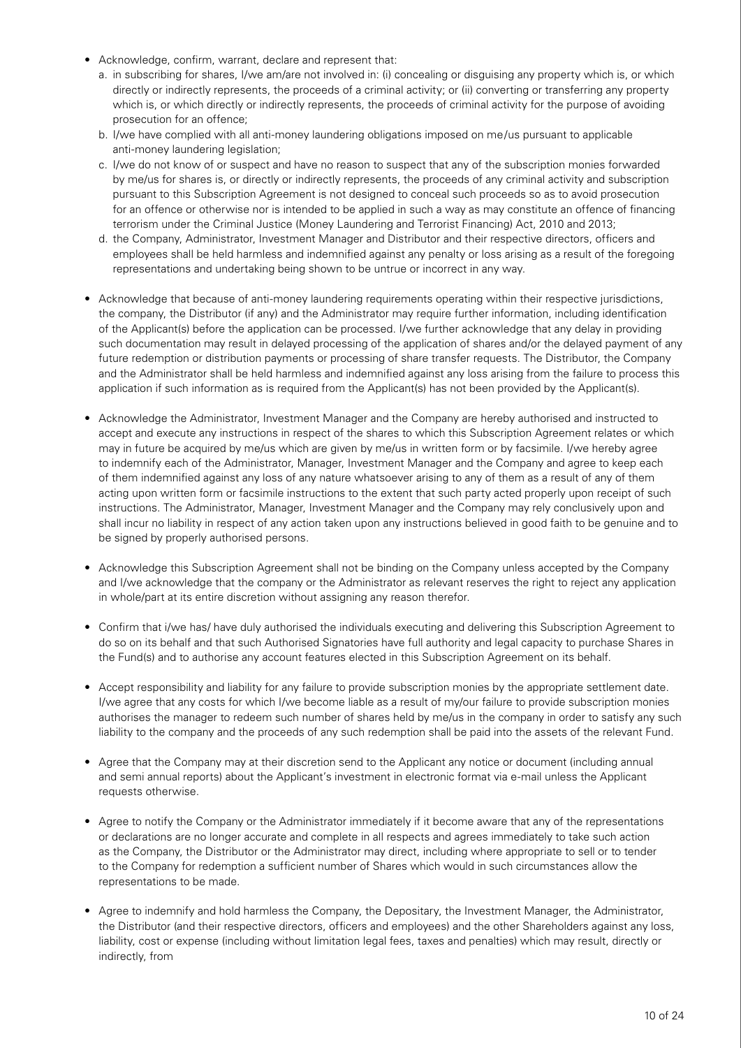- Acknowledge, confirm, warrant, declare and represent that:
  a. in subscribing for shares, I/we am/are not involved in: (i) concealing or disguising any property which is, or which directly or indirectly represents, the proceeds of a criminal activity; or (ii) converting or transferring any property which is, or which directly or indirectly represents, the proceeds of criminal activity for the purpose of avoiding prosecution for an offence;
  b. I/we have complied with all anti-money laundering obligations imposed on me/us pursuant to applicable anti-money laundering legislation;
  c. I/we do not know of or suspect and have no reason to suspect that any of the subscription monies forwarded by me/us for shares is, or directly or indirectly represents, the proceeds of any criminal activity and subscription pursuant to this Subscription Agreement is not designed to conceal such proceeds so as to avoid prosecution for an offence or otherwise nor is intended to be applied in such a way as may constitute an offence of financing terrorism under the Criminal Justice (Money Laundering and Terrorist Financing) Act, 2010 and 2013;
  d. the Company, Administrator, Investment Manager and Distributor and their respective directors, officers and employees shall be held harmless and indemnified against any penalty or loss arising as a result of the foregoing representations and undertaking being shown to be untrue or incorrect in any way.

- Acknowledge that because of anti-money laundering requirements operating within their respective jurisdictions, the company, the Distributor (if any) and the Administrator may require further information, including identification of the Applicant(s) before the application can be processed. I/we further acknowledge that any delay in providing such documentation may result in delayed processing of the application of shares and/or the delayed payment of any future redemption or distribution payments or processing of share transfer requests. The Distributor, the Company and the Administrator shall be held harmless and indemnified against any loss arising from the failure to process this application if such information as is required from the Applicant(s) has not been provided by the Applicant(s).

- Acknowledge the Administrator, Investment Manager and the Company are hereby authorised and instructed to accept and execute any instructions in respect of the shares to which this Subscription Agreement relates or which may in future be acquired by me/us which are given by me/us in written form or by facsimile. I/we hereby agree to indemnify each of the Administrator, Manager, Investment Manager and the Company and agree to keep each of them indemnified against any loss of any nature whatsoever arising to any of them as a result of any of them acting upon written form or facsimile instructions to the extent that such party acted properly upon receipt of such instructions. The Administrator, Manager, Investment Manager and the Company may rely conclusively upon and shall incur no liability in respect of any action taken upon any instructions believed in good faith to be genuine and to be signed by properly authorised persons.

- Acknowledge this Subscription Agreement shall not be binding on the Company unless accepted by the Company and I/we acknowledge that the company or the Administrator as relevant reserves the right to reject any application in whole/part at its entire discretion without assigning any reason therefor.

- Confirm that i/we has/ have duly authorised the individuals executing and delivering this Subscription Agreement to do so on its behalf and that such Authorised Signatories have full authority and legal capacity to purchase Shares in the Fund(s) and to authorise any account features elected in this Subscription Agreement on its behalf.

- Accept responsibility and liability for any failure to provide subscription monies by the appropriate settlement date. I/we agree that any costs for which I/we become liable as a result of my/our failure to provide subscription monies authorises the manager to redeem such number of shares held by me/us in the company in order to satisfy any such liability to the company and the proceeds of any such redemption shall be paid into the assets of the relevant Fund.

- Agree that the Company may at their discretion send to the Applicant any notice or document (including annual and semi annual reports) about the Applicant's investment in electronic format via e-mail unless the Applicant requests otherwise.

- Agree to notify the Company or the Administrator immediately if it become aware that any of the representations or declarations are no longer accurate and complete in all respects and agrees immediately to take such action as the Company, the Distributor or the Administrator may direct, including where appropriate to sell or to tender to the Company for redemption a sufficient number of Shares which would in such circumstances allow the representations to be made.

- Agree to indemnify and hold harmless the Company, the Depositary, the Investment Manager, the Administrator, the Distributor (and their respective directors, officers and employees) and the other Shareholders against any loss, liability, cost or expense (including without limitation legal fees, taxes and penalties) which may result, directly or indirectly, from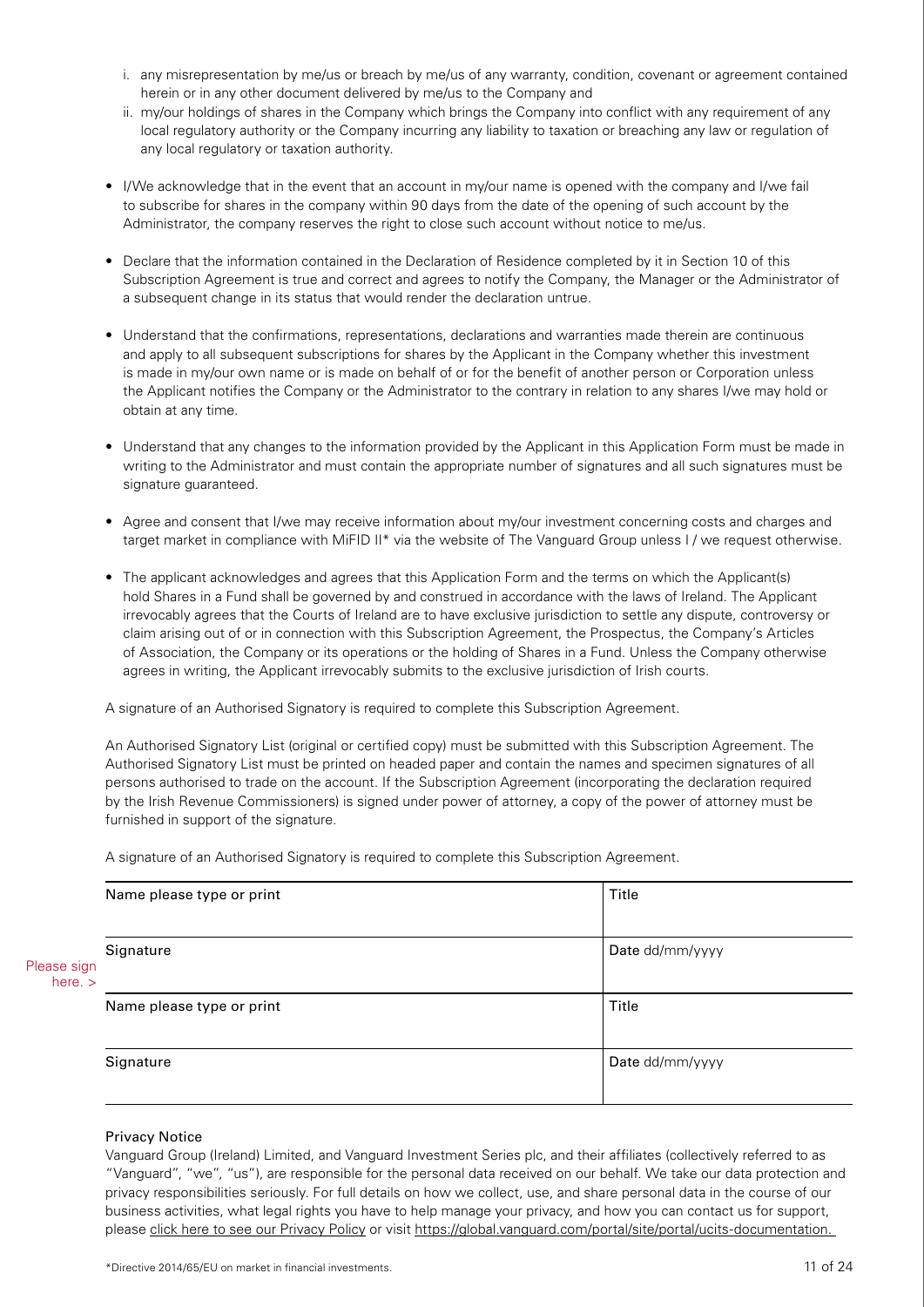i. any misrepresentation by me/us or breach by me/us of any warranty, condition, covenant or agreement contained herein or in any other document delivered by me/us to the Company and

ii. my/our holdings of shares in the Company which brings the Company into conflict with any requirement of any local regulatory authority or the Company incurring any liability to taxation or breaching any law or regulation of any local regulatory or taxation authority.

- I/We acknowledge that in the event that an account in my/our name is opened with the company and I/we fail to subscribe for shares in the company within 90 days from the date of the opening of such account by the Administrator, the company reserves the right to close such account without notice to me/us.
- Declare that the information contained in the Declaration of Residence completed by it in Section 10 of this Subscription Agreement is true and correct and agrees to notify the Company, the Manager or the Administrator of a subsequent change in its status that would render the declaration untrue.
- Understand that the confirmations, representations, declarations and warranties made therein are continuous and apply to all subsequent subscriptions for shares by the Applicant in the Company whether this investment is made in my/our own name or is made on behalf of or for the benefit of another person or Corporation unless the Applicant notifies the Company or the Administrator to the contrary in relation to any shares I/we may hold or obtain at any time.
- Understand that any changes to the information provided by the Applicant in this Application Form must be made in writing to the Administrator and must contain the appropriate number of signatures and all such signatures must be signature guaranteed.
- Agree and consent that I/we may receive information about my/our investment concerning costs and charges and target market in compliance with MiFID II* via the website of The Vanguard Group unless I / we request otherwise.
- The applicant acknowledges and agrees that this Application Form and the terms on which the Applicant(s) hold Shares in a Fund shall be governed by and construed in accordance with the laws of Ireland. The Applicant irrevocably agrees that the Courts of Ireland are to have exclusive jurisdiction to settle any dispute, controversy or claim arising out of or in connection with this Subscription Agreement, the Prospectus, the Company's Articles of Association, the Company or its operations or the holding of Shares in a Fund. Unless the Company otherwise agrees in writing, the Applicant irrevocably submits to the exclusive jurisdiction of Irish courts.

A signature of an Authorised Signatory is required to complete this Subscription Agreement.

An Authorised Signatory List (original or certified copy) must be submitted with this Subscription Agreement. The Authorised Signatory List must be printed on headed paper and contain the names and specimen signatures of all persons authorised to trade on the account. If the Subscription Agreement (incorporating the declaration required by the Irish Revenue Commissioners) is signed under power of attorney, a copy of the power of attorney must be furnished in support of the signature.

A signature of an Authorised Signatory is required to complete this Subscription Agreement.

Please sign here. >

| Name please type or print | Title |
|---|---|
| Signature | Date dd/mm/yyyy |
| Name please type or print | Title |
| Signature | Date dd/mm/yyyy |

**Privacy Notice**

Vanguard Group (Ireland) Limited, and Vanguard Investment Series plc, and their affiliates (collectively referred to as "Vanguard", "we", "us"), are responsible for the personal data received on our behalf. We take our data protection and privacy responsibilities seriously. For full details on how we collect, use, and share personal data in the course of our business activities, what legal rights you have to help manage your privacy, and how you can contact us for support, please click here to see our Privacy Policy or visit https://global.vanguard.com/portal/site/portal/ucits-documentation.

*Directive 2014/65/EU on market in financial investments.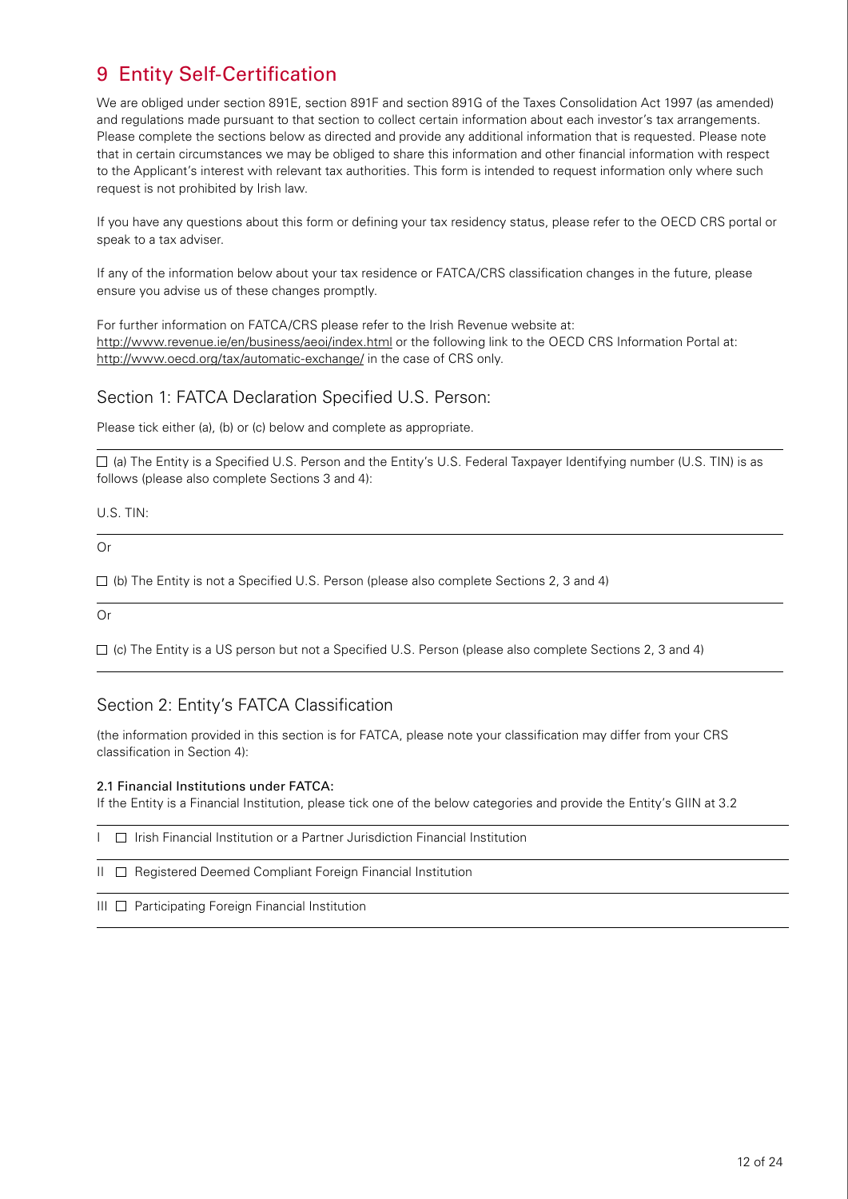# 9 Entity Self-Certification

We are obliged under section 891E, section 891F and section 891G of the Taxes Consolidation Act 1997 (as amended) and regulations made pursuant to that section to collect certain information about each investor's tax arrangements. Please complete the sections below as directed and provide any additional information that is requested. Please note that in certain circumstances we may be obliged to share this information and other financial information with respect to the Applicant's interest with relevant tax authorities. This form is intended to request information only where such request is not prohibited by Irish law.

If you have any questions about this form or defining your tax residency status, please refer to the OECD CRS portal or speak to a tax adviser.

If any of the information below about your tax residence or FATCA/CRS classification changes in the future, please ensure you advise us of these changes promptly.

For further information on FATCA/CRS please refer to the Irish Revenue website at: http://www.revenue.ie/en/business/aeoi/index.html or the following link to the OECD CRS Information Portal at: http://www.oecd.org/tax/automatic-exchange/ in the case of CRS only.

## Section 1: FATCA Declaration Specified U.S. Person:

Please tick either (a), (b) or (c) below and complete as appropriate.

☐ (a) The Entity is a Specified U.S. Person and the Entity's U.S. Federal Taxpayer Identifying number (U.S. TIN) is as follows (please also complete Sections 3 and 4):

U.S. TIN:

Or

☐ (b) The Entity is not a Specified U.S. Person (please also complete Sections 2, 3 and 4)

Or

☐ (c) The Entity is a US person but not a Specified U.S. Person (please also complete Sections 2, 3 and 4)

## Section 2: Entity's FATCA Classification

(the information provided in this section is for FATCA, please note your classification may differ from your CRS classification in Section 4):

### 2.1 Financial Institutions under FATCA:

If the Entity is a Financial Institution, please tick one of the below categories and provide the Entity's GIIN at 3.2

I ☐ Irish Financial Institution or a Partner Jurisdiction Financial Institution

II ☐ Registered Deemed Compliant Foreign Financial Institution

III ☐ Participating Foreign Financial Institution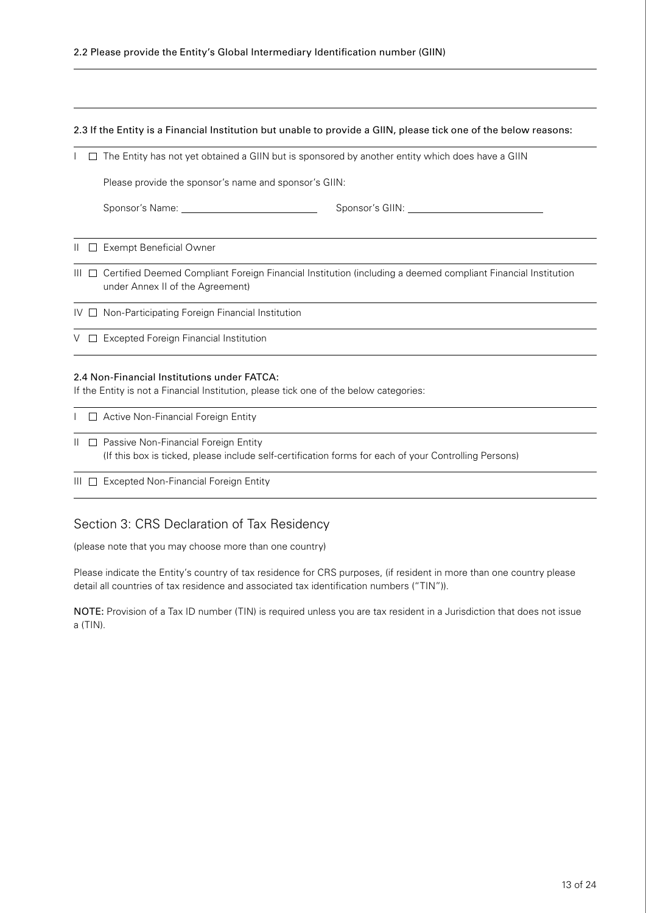2.2 Please provide the Entity's Global Intermediary Identification number (GIIN)

---

**2.3 If the Entity is a Financial Institution but unable to provide a GIIN, please tick one of the below reasons:**

I ☐ The Entity has not yet obtained a GIIN but is sponsored by another entity which does have a GIIN

Please provide the sponsor's name and sponsor's GIIN:

Sponsor's Name: ____________________ Sponsor's GIIN: ____________________

II ☐ Exempt Beneficial Owner

III ☐ Certified Deemed Compliant Foreign Financial Institution (including a deemed compliant Financial Institution under Annex II of the Agreement)

IV ☐ Non-Participating Foreign Financial Institution

V ☐ Excepted Foreign Financial Institution

**2.4 Non-Financial Institutions under FATCA:**

If the Entity is not a Financial Institution, please tick one of the below categories:

I ☐ Active Non-Financial Foreign Entity

II ☐ Passive Non-Financial Foreign Entity
(If this box is ticked, please include self-certification forms for each of your Controlling Persons)

III ☐ Excepted Non-Financial Foreign Entity

## Section 3: CRS Declaration of Tax Residency

(please note that you may choose more than one country)

Please indicate the Entity's country of tax residence for CRS purposes, (if resident in more than one country please detail all countries of tax residence and associated tax identification numbers ("TIN")).

**NOTE:** Provision of a Tax ID number (TIN) is required unless you are tax resident in a Jurisdiction that does not issue a (TIN).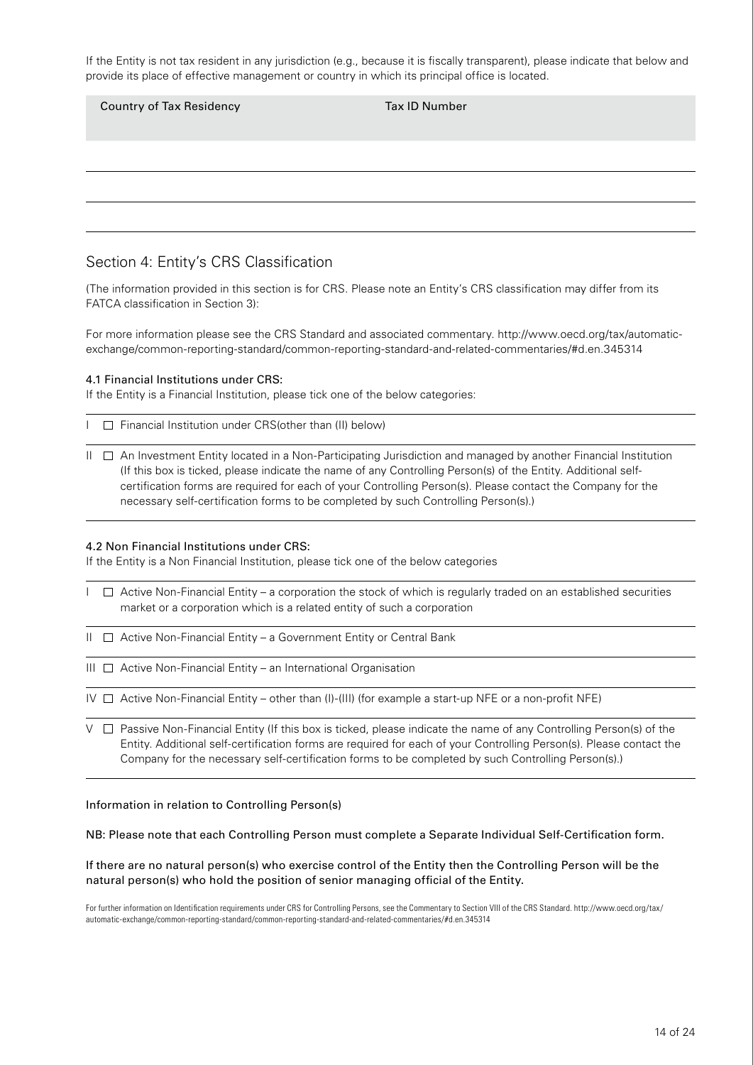If the Entity is not tax resident in any jurisdiction (e.g., because it is fiscally transparent), please indicate that below and provide its place of effective management or country in which its principal office is located.

| Country of Tax Residency | Tax ID Number |
| --- | --- |
| | |
| | |
| | |

## Section 4: Entity's CRS Classification

(The information provided in this section is for CRS. Please note an Entity's CRS classification may differ from its FATCA classification in Section 3):

For more information please see the CRS Standard and associated commentary. http://www.oecd.org/tax/automatic-exchange/common-reporting-standard/common-reporting-standard-and-related-commentaries/#d.en.345314

### 4.1 Financial Institutions under CRS:

If the Entity is a Financial Institution, please tick one of the below categories:

I ☐ Financial Institution under CRS(other than (II) below)

II ☐ An Investment Entity located in a Non-Participating Jurisdiction and managed by another Financial Institution (If this box is ticked, please indicate the name of any Controlling Person(s) of the Entity. Additional self-certification forms are required for each of your Controlling Person(s). Please contact the Company for the necessary self-certification forms to be completed by such Controlling Person(s).)

### 4.2 Non Financial Institutions under CRS:

If the Entity is a Non Financial Institution, please tick one of the below categories

I ☐ Active Non-Financial Entity – a corporation the stock of which is regularly traded on an established securities market or a corporation which is a related entity of such a corporation

II ☐ Active Non-Financial Entity – a Government Entity or Central Bank

III ☐ Active Non-Financial Entity – an International Organisation

IV ☐ Active Non-Financial Entity – other than (I)-(III) (for example a start-up NFE or a non-profit NFE)

V ☐ Passive Non-Financial Entity (If this box is ticked, please indicate the name of any Controlling Person(s) of the Entity. Additional self-certification forms are required for each of your Controlling Person(s). Please contact the Company for the necessary self-certification forms to be completed by such Controlling Person(s).)

Information in relation to Controlling Person(s)

**NB: Please note that each Controlling Person must complete a Separate Individual Self-Certification form.**

**If there are no natural person(s) who exercise control of the Entity then the Controlling Person will be the natural person(s) who hold the position of senior managing official of the Entity.**

For further information on Identification requirements under CRS for Controlling Persons, see the Commentary to Section VIII of the CRS Standard. http://www.oecd.org/tax/automatic-exchange/common-reporting-standard/common-reporting-standard-and-related-commentaries/#d.en.345314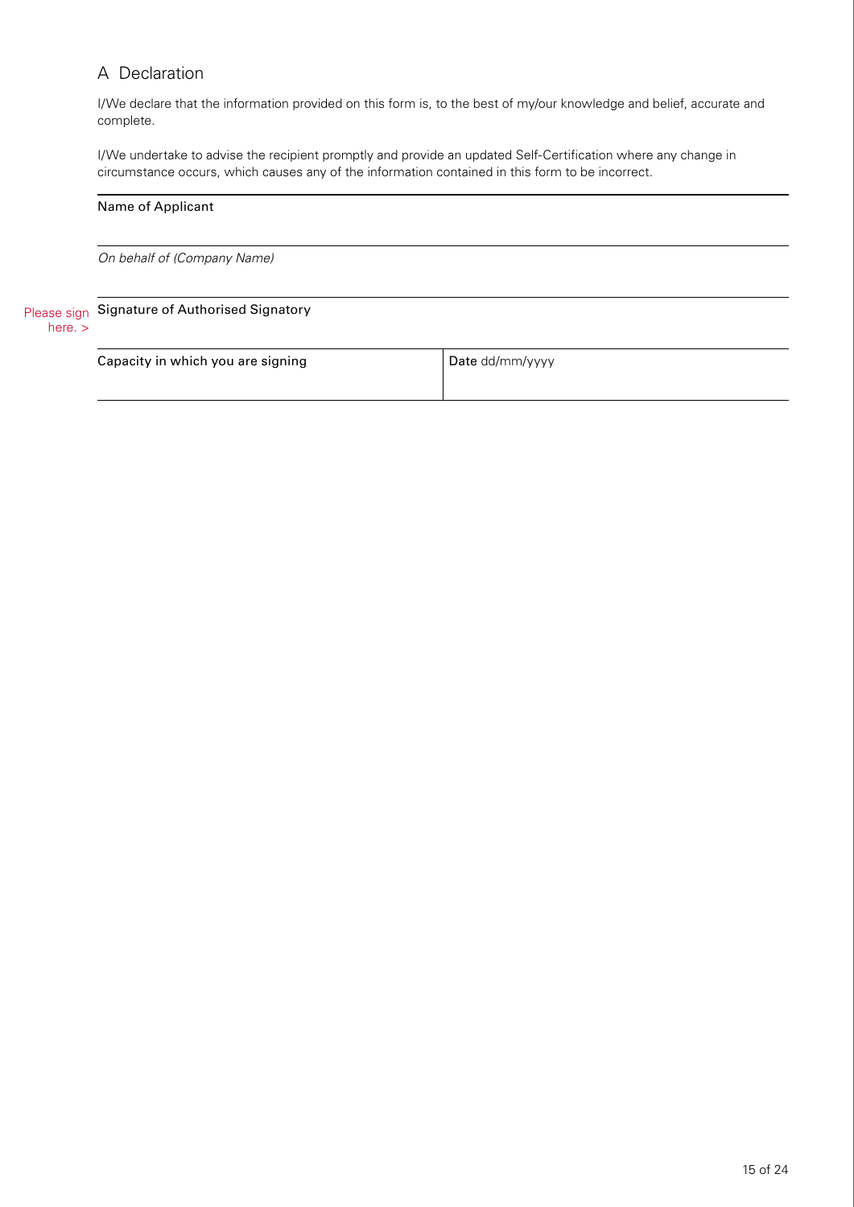## A Declaration

I/We declare that the information provided on this form is, to the best of my/our knowledge and belief, accurate and complete.

I/We undertake to advise the recipient promptly and provide an updated Self-Certification where any change in circumstance occurs, which causes any of the information contained in this form to be incorrect.

Name of Applicant

*On behalf of (Company Name)*

Please sign here. > Signature of Authorised Signatory

| Capacity in which you are signing | **Date** dd/mm/yyyy |
|---|---|
| | |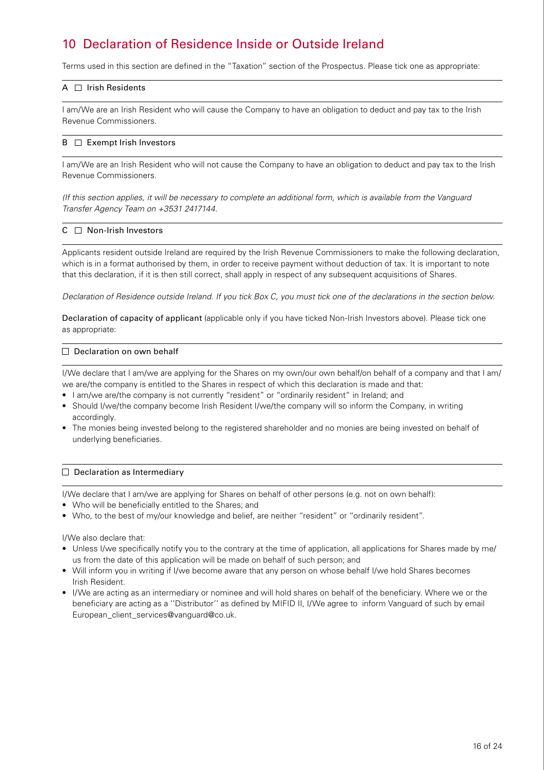# 10 Declaration of Residence Inside or Outside Ireland

Terms used in this section are defined in the "Taxation" section of the Prospectus. Please tick one as appropriate:

### A ☐ Irish Residents

I am/We are an Irish Resident who will cause the Company to have an obligation to deduct and pay tax to the Irish Revenue Commissioners.

### B ☐ Exempt Irish Investors

I am/We are an Irish Resident who will not cause the Company to have an obligation to deduct and pay tax to the Irish Revenue Commissioners.

*(If this section applies, it will be necessary to complete an additional form, which is available from the Vanguard Transfer Agency Team on +3531 2417144.*

### C ☐ Non-Irish Investors

Applicants resident outside Ireland are required by the Irish Revenue Commissioners to make the following declaration, which is in a format authorised by them, in order to receive payment without deduction of tax. It is important to note that this declaration, if it is then still correct, shall apply in respect of any subsequent acquisitions of Shares.

*Declaration of Residence outside Ireland. If you tick Box C, you must tick one of the declarations in the section below.*

**Declaration of capacity of applicant** (applicable only if you have ticked Non-Irish Investors above). Please tick one as appropriate:

### ☐ Declaration on own behalf

I/We declare that I am/we are applying for the Shares on my own/our own behalf/on behalf of a company and that I am/we are/the company is entitled to the Shares in respect of which this declaration is made and that:

- I am/we are/the company is not currently "resident" or "ordinarily resident" in Ireland; and
- Should I/we/the company become Irish Resident I/we/the company will so inform the Company, in writing accordingly.
- The monies being invested belong to the registered shareholder and no monies are being invested on behalf of underlying beneficiaries.

### ☐ Declaration as Intermediary

I/We declare that I am/we are applying for Shares on behalf of other persons (e.g. not on own behalf):

- Who will be beneficially entitled to the Shares; and
- Who, to the best of my/our knowledge and belief, are neither "resident" or "ordinarily resident".

I/We also declare that:

- Unless I/we specifically notify you to the contrary at the time of application, all applications for Shares made by me/us from the date of this application will be made on behalf of such person; and
- Will inform you in writing if I/we become aware that any person on whose behalf I/we hold Shares becomes Irish Resident.
- I/We are acting as an intermediary or nominee and will hold shares on behalf of the beneficiary. Where we or the beneficiary are acting as a ''Distributor'' as defined by MIFID II, I/We agree to inform Vanguard of such by email European_client_services@vanguard@co.uk.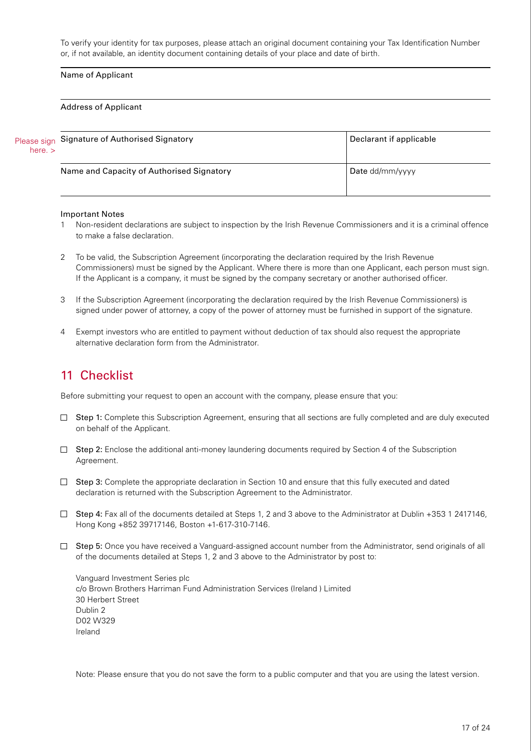To verify your identity for tax purposes, please attach an original document containing your Tax Identification Number or, if not available, an identity document containing details of your place and date of birth.

Name of Applicant

Address of Applicant

Please sign here. >

| Signature of Authorised Signatory | Declarant if applicable |
| --- | --- |
| Name and Capacity of Authorised Signatory | **Date** dd/mm/yyyy |

**Important Notes**

1. Non-resident declarations are subject to inspection by the Irish Revenue Commissioners and it is a criminal offence to make a false declaration.
2. To be valid, the Subscription Agreement (incorporating the declaration required by the Irish Revenue Commissioners) must be signed by the Applicant. Where there is more than one Applicant, each person must sign. If the Applicant is a company, it must be signed by the company secretary or another authorised officer.
3. If the Subscription Agreement (incorporating the declaration required by the Irish Revenue Commissioners) is signed under power of attorney, a copy of the power of attorney must be furnished in support of the signature.
4. Exempt investors who are entitled to payment without deduction of tax should also request the appropriate alternative declaration form from the Administrator.

## 11 Checklist

Before submitting your request to open an account with the company, please ensure that you:

- ☐ **Step 1:** Complete this Subscription Agreement, ensuring that all sections are fully completed and are duly executed on behalf of the Applicant.
- ☐ **Step 2:** Enclose the additional anti-money laundering documents required by Section 4 of the Subscription Agreement.
- ☐ **Step 3:** Complete the appropriate declaration in Section 10 and ensure that this fully executed and dated declaration is returned with the Subscription Agreement to the Administrator.
- ☐ **Step 4:** Fax all of the documents detailed at Steps 1, 2 and 3 above to the Administrator at Dublin +353 1 2417146, Hong Kong +852 39717146, Boston +1-617-310-7146.
- ☐ **Step 5:** Once you have received a Vanguard-assigned account number from the Administrator, send originals of all of the documents detailed at Steps 1, 2 and 3 above to the Administrator by post to:

  Vanguard Investment Series plc
  c/o Brown Brothers Harriman Fund Administration Services (Ireland ) Limited
  30 Herbert Street
  Dublin 2
  D02 W329
  Ireland

Note: Please ensure that you do not save the form to a public computer and that you are using the latest version.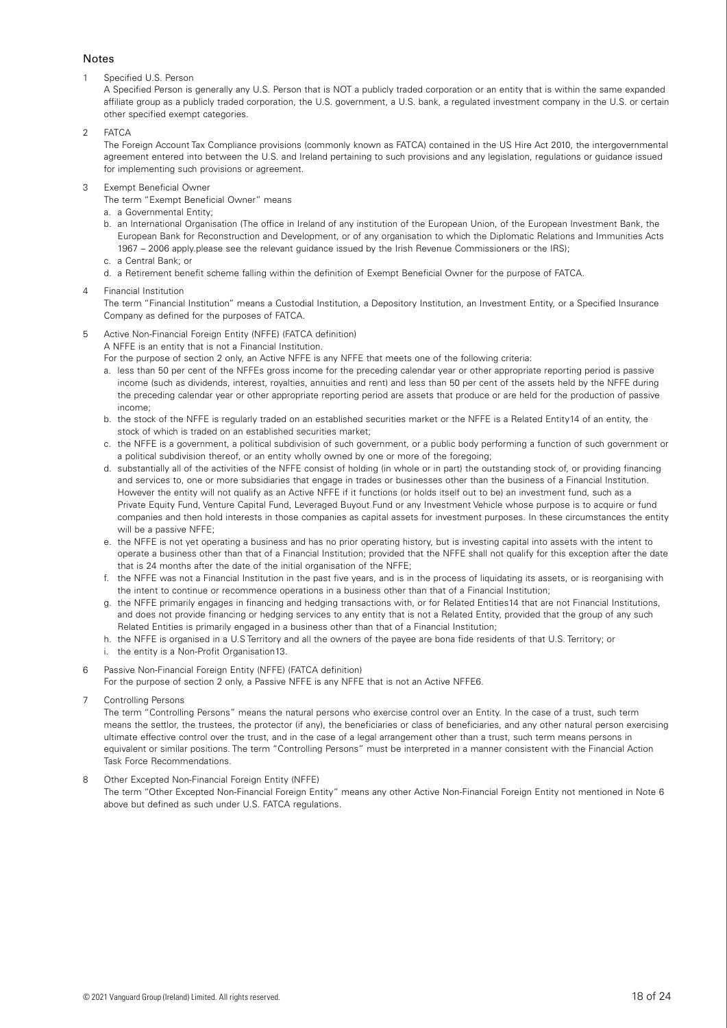## Notes

1 Specified U.S. Person

A Specified Person is generally any U.S. Person that is NOT a publicly traded corporation or an entity that is within the same expanded affiliate group as a publicly traded corporation, the U.S. government, a U.S. bank, a regulated investment company in the U.S. or certain other specified exempt categories.

2 FATCA

The Foreign Account Tax Compliance provisions (commonly known as FATCA) contained in the US Hire Act 2010, the intergovernmental agreement entered into between the U.S. and Ireland pertaining to such provisions and any legislation, regulations or guidance issued for implementing such provisions or agreement.

3 Exempt Beneficial Owner

The term "Exempt Beneficial Owner" means

a. a Governmental Entity;
b. an International Organisation (The office in Ireland of any institution of the European Union, of the European Investment Bank, the European Bank for Reconstruction and Development, or of any organisation to which the Diplomatic Relations and Immunities Acts 1967 – 2006 apply.please see the relevant guidance issued by the Irish Revenue Commissioners or the IRS);
c. a Central Bank; or
d. a Retirement benefit scheme falling within the definition of Exempt Beneficial Owner for the purpose of FATCA.

4 Financial Institution

The term "Financial Institution" means a Custodial Institution, a Depository Institution, an Investment Entity, or a Specified Insurance Company as defined for the purposes of FATCA.

5 Active Non-Financial Foreign Entity (NFFE) (FATCA definition)

A NFFE is an entity that is not a Financial Institution.

For the purpose of section 2 only, an Active NFFE is any NFFE that meets one of the following criteria:

a. less than 50 per cent of the NFFEs gross income for the preceding calendar year or other appropriate reporting period is passive income (such as dividends, interest, royalties, annuities and rent) and less than 50 per cent of the assets held by the NFFE during the preceding calendar year or other appropriate reporting period are assets that produce or are held for the production of passive income;
b. the stock of the NFFE is regularly traded on an established securities market or the NFFE is a Related Entity14 of an entity, the stock of which is traded on an established securities market;
c. the NFFE is a government, a political subdivision of such government, or a public body performing a function of such government or a political subdivision thereof, or an entity wholly owned by one or more of the foregoing;
d. substantially all of the activities of the NFFE consist of holding (in whole or in part) the outstanding stock of, or providing financing and services to, one or more subsidiaries that engage in trades or businesses other than the business of a Financial Institution. However the entity will not qualify as an Active NFFE if it functions (or holds itself out to be) an investment fund, such as a Private Equity Fund, Venture Capital Fund, Leveraged Buyout Fund or any Investment Vehicle whose purpose is to acquire or fund companies and then hold interests in those companies as capital assets for investment purposes. In these circumstances the entity will be a passive NFFE;
e. the NFFE is not yet operating a business and has no prior operating history, but is investing capital into assets with the intent to operate a business other than that of a Financial Institution; provided that the NFFE shall not qualify for this exception after the date that is 24 months after the date of the initial organisation of the NFFE;
f. the NFFE was not a Financial Institution in the past five years, and is in the process of liquidating its assets, or is reorganising with the intent to continue or recommence operations in a business other than that of a Financial Institution;
g. the NFFE primarily engages in financing and hedging transactions with, or for Related Entities14 that are not Financial Institutions, and does not provide financing or hedging services to any entity that is not a Related Entity, provided that the group of any such Related Entities is primarily engaged in a business other than that of a Financial Institution;
h. the NFFE is organised in a U.S Territory and all the owners of the payee are bona fide residents of that U.S. Territory; or
i. the entity is a Non-Profit Organisation13.

6 Passive Non-Financial Foreign Entity (NFFE) (FATCA definition)

For the purpose of section 2 only, a Passive NFFE is any NFFE that is not an Active NFFE6.

7 Controlling Persons

The term "Controlling Persons" means the natural persons who exercise control over an Entity. In the case of a trust, such term means the settlor, the trustees, the protector (if any), the beneficiaries or class of beneficiaries, and any other natural person exercising ultimate effective control over the trust, and in the case of a legal arrangement other than a trust, such term means persons in equivalent or similar positions. The term "Controlling Persons" must be interpreted in a manner consistent with the Financial Action Task Force Recommendations.

8 Other Excepted Non-Financial Foreign Entity (NFFE)

The term "Other Excepted Non-Financial Foreign Entity" means any other Active Non-Financial Foreign Entity not mentioned in Note 6 above but defined as such under U.S. FATCA regulations.

© 2021 Vanguard Group (Ireland) Limited. All rights reserved.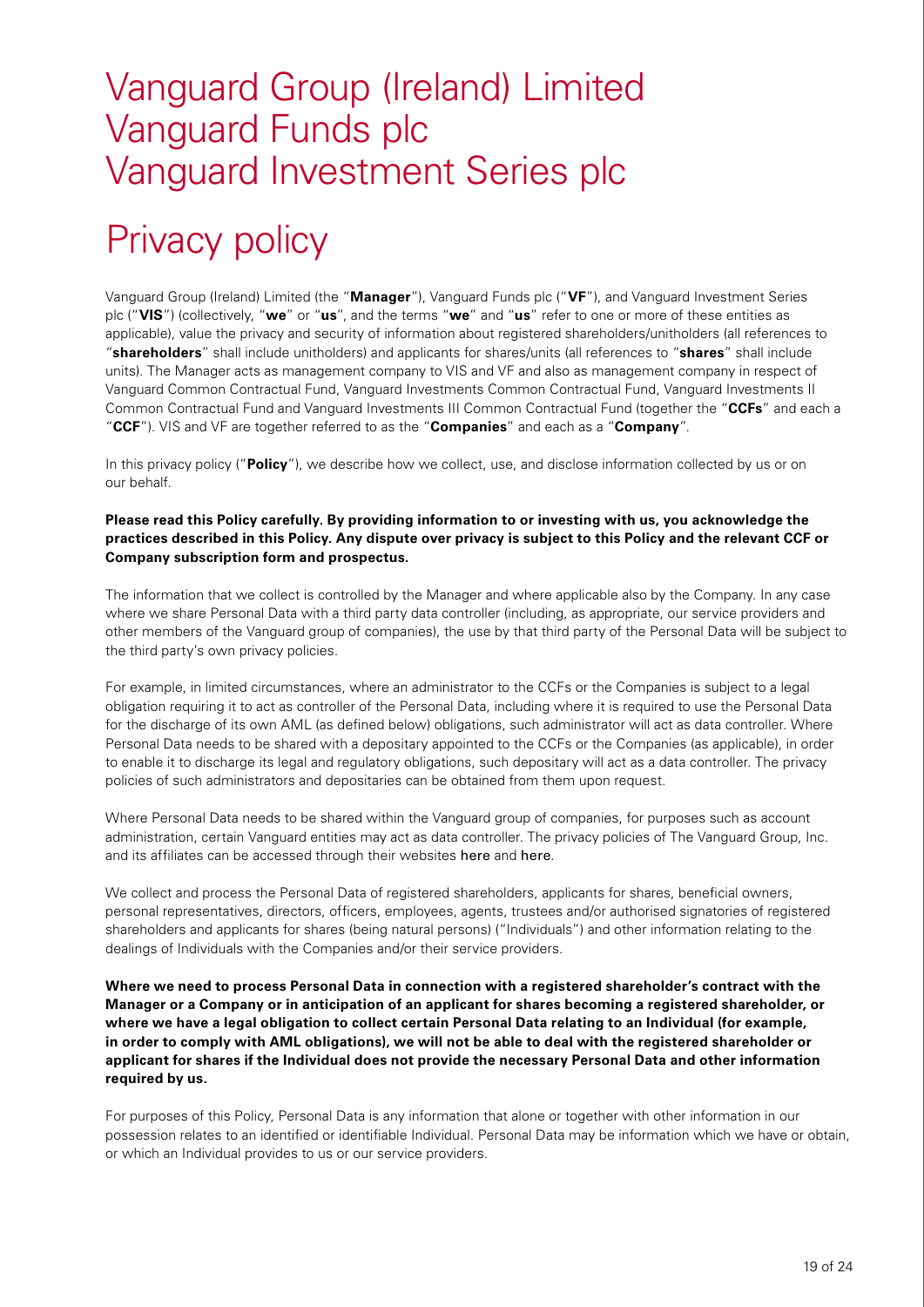# Vanguard Group (Ireland) Limited
# Vanguard Funds plc
# Vanguard Investment Series plc

# Privacy policy

Vanguard Group (Ireland) Limited (the "**Manager**"), Vanguard Funds plc ("**VF**"), and Vanguard Investment Series plc ("**VIS**") (collectively, "**we**" or "**us**", and the terms "**we**" and "**us**" refer to one or more of these entities as applicable), value the privacy and security of information about registered shareholders/unitholders (all references to "**shareholders**" shall include unitholders) and applicants for shares/units (all references to "**shares**" shall include units). The Manager acts as management company to VIS and VF and also as management company in respect of Vanguard Common Contractual Fund, Vanguard Investments Common Contractual Fund, Vanguard Investments II Common Contractual Fund and Vanguard Investments III Common Contractual Fund (together the "**CCFs**" and each a "**CCF**"). VIS and VF are together referred to as the "**Companies**" and each as a "**Company**".

In this privacy policy ("**Policy**"), we describe how we collect, use, and disclose information collected by us or on our behalf.

**Please read this Policy carefully. By providing information to or investing with us, you acknowledge the practices described in this Policy. Any dispute over privacy is subject to this Policy and the relevant CCF or Company subscription form and prospectus.**

The information that we collect is controlled by the Manager and where applicable also by the Company. In any case where we share Personal Data with a third party data controller (including, as appropriate, our service providers and other members of the Vanguard group of companies), the use by that third party of the Personal Data will be subject to the third party's own privacy policies.

For example, in limited circumstances, where an administrator to the CCFs or the Companies is subject to a legal obligation requiring it to act as controller of the Personal Data, including where it is required to use the Personal Data for the discharge of its own AML (as defined below) obligations, such administrator will act as data controller. Where Personal Data needs to be shared with a depositary appointed to the CCFs or the Companies (as applicable), in order to enable it to discharge its legal and regulatory obligations, such depositary will act as a data controller. The privacy policies of such administrators and depositaries can be obtained from them upon request.

Where Personal Data needs to be shared within the Vanguard group of companies, for purposes such as account administration, certain Vanguard entities may act as data controller. The privacy policies of The Vanguard Group, Inc. and its affiliates can be accessed through their websites here and here.

We collect and process the Personal Data of registered shareholders, applicants for shares, beneficial owners, personal representatives, directors, officers, employees, agents, trustees and/or authorised signatories of registered shareholders and applicants for shares (being natural persons) ("Individuals") and other information relating to the dealings of Individuals with the Companies and/or their service providers.

**Where we need to process Personal Data in connection with a registered shareholder's contract with the Manager or a Company or in anticipation of an applicant for shares becoming a registered shareholder, or where we have a legal obligation to collect certain Personal Data relating to an Individual (for example, in order to comply with AML obligations), we will not be able to deal with the registered shareholder or applicant for shares if the Individual does not provide the necessary Personal Data and other information required by us.**

For purposes of this Policy, Personal Data is any information that alone or together with other information in our possession relates to an identified or identifiable Individual. Personal Data may be information which we have or obtain, or which an Individual provides to us or our service providers.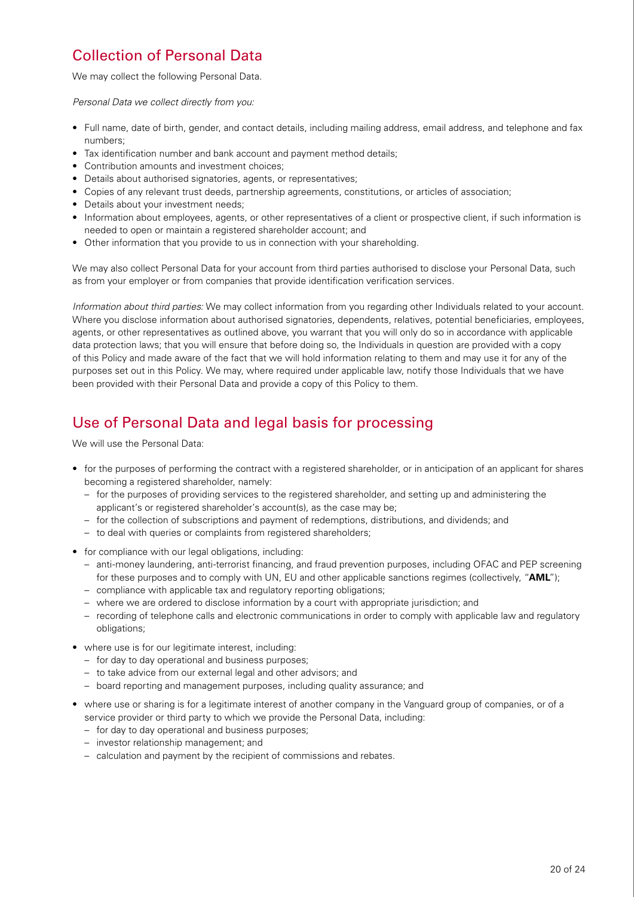## Collection of Personal Data

We may collect the following Personal Data.

*Personal Data we collect directly from you:*

- Full name, date of birth, gender, and contact details, including mailing address, email address, and telephone and fax numbers;
- Tax identification number and bank account and payment method details;
- Contribution amounts and investment choices;
- Details about authorised signatories, agents, or representatives;
- Copies of any relevant trust deeds, partnership agreements, constitutions, or articles of association;
- Details about your investment needs;
- Information about employees, agents, or other representatives of a client or prospective client, if such information is needed to open or maintain a registered shareholder account; and
- Other information that you provide to us in connection with your shareholding.

We may also collect Personal Data for your account from third parties authorised to disclose your Personal Data, such as from your employer or from companies that provide identification verification services.

*Information about third parties:* We may collect information from you regarding other Individuals related to your account. Where you disclose information about authorised signatories, dependents, relatives, potential beneficiaries, employees, agents, or other representatives as outlined above, you warrant that you will only do so in accordance with applicable data protection laws; that you will ensure that before doing so, the Individuals in question are provided with a copy of this Policy and made aware of the fact that we will hold information relating to them and may use it for any of the purposes set out in this Policy. We may, where required under applicable law, notify those Individuals that we have been provided with their Personal Data and provide a copy of this Policy to them.

## Use of Personal Data and legal basis for processing

We will use the Personal Data:

- for the purposes of performing the contract with a registered shareholder, or in anticipation of an applicant for shares becoming a registered shareholder, namely:
  - for the purposes of providing services to the registered shareholder, and setting up and administering the applicant's or registered shareholder's account(s), as the case may be;
  - for the collection of subscriptions and payment of redemptions, distributions, and dividends; and
  - to deal with queries or complaints from registered shareholders;
- for compliance with our legal obligations, including:
  - anti-money laundering, anti-terrorist financing, and fraud prevention purposes, including OFAC and PEP screening for these purposes and to comply with UN, EU and other applicable sanctions regimes (collectively, "**AML**");
  - compliance with applicable tax and regulatory reporting obligations;
  - where we are ordered to disclose information by a court with appropriate jurisdiction; and
  - recording of telephone calls and electronic communications in order to comply with applicable law and regulatory obligations;
- where use is for our legitimate interest, including:
  - for day to day operational and business purposes;
  - to take advice from our external legal and other advisors; and
  - board reporting and management purposes, including quality assurance; and
- where use or sharing is for a legitimate interest of another company in the Vanguard group of companies, or of a service provider or third party to which we provide the Personal Data, including:
  - for day to day operational and business purposes;
  - investor relationship management; and
  - calculation and payment by the recipient of commissions and rebates.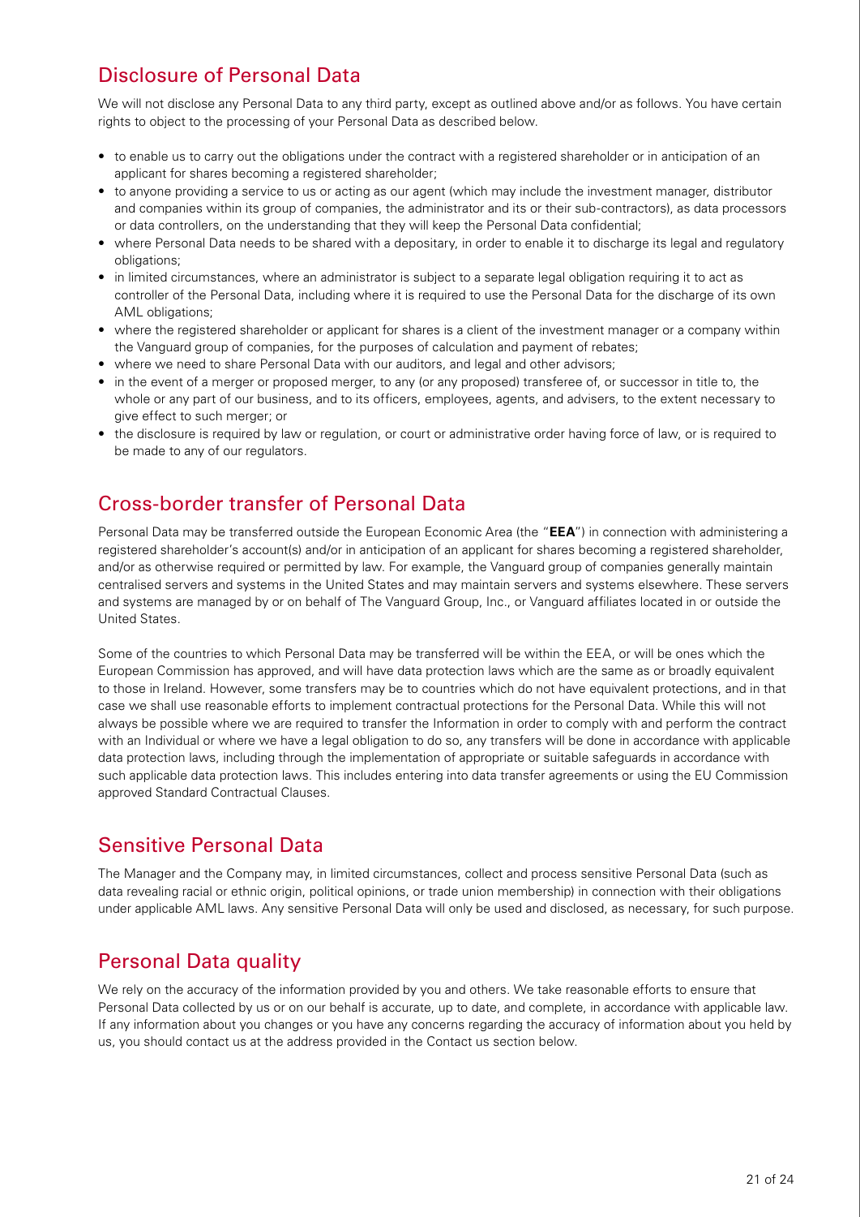## Disclosure of Personal Data

We will not disclose any Personal Data to any third party, except as outlined above and/or as follows. You have certain rights to object to the processing of your Personal Data as described below.

- to enable us to carry out the obligations under the contract with a registered shareholder or in anticipation of an applicant for shares becoming a registered shareholder;
- to anyone providing a service to us or acting as our agent (which may include the investment manager, distributor and companies within its group of companies, the administrator and its or their sub-contractors), as data processors or data controllers, on the understanding that they will keep the Personal Data confidential;
- where Personal Data needs to be shared with a depositary, in order to enable it to discharge its legal and regulatory obligations;
- in limited circumstances, where an administrator is subject to a separate legal obligation requiring it to act as controller of the Personal Data, including where it is required to use the Personal Data for the discharge of its own AML obligations;
- where the registered shareholder or applicant for shares is a client of the investment manager or a company within the Vanguard group of companies, for the purposes of calculation and payment of rebates;
- where we need to share Personal Data with our auditors, and legal and other advisors;
- in the event of a merger or proposed merger, to any (or any proposed) transferee of, or successor in title to, the whole or any part of our business, and to its officers, employees, agents, and advisers, to the extent necessary to give effect to such merger; or
- the disclosure is required by law or regulation, or court or administrative order having force of law, or is required to be made to any of our regulators.

## Cross-border transfer of Personal Data

Personal Data may be transferred outside the European Economic Area (the "**EEA**") in connection with administering a registered shareholder's account(s) and/or in anticipation of an applicant for shares becoming a registered shareholder, and/or as otherwise required or permitted by law. For example, the Vanguard group of companies generally maintain centralised servers and systems in the United States and may maintain servers and systems elsewhere. These servers and systems are managed by or on behalf of The Vanguard Group, Inc., or Vanguard affiliates located in or outside the United States.

Some of the countries to which Personal Data may be transferred will be within the EEA, or will be ones which the European Commission has approved, and will have data protection laws which are the same as or broadly equivalent to those in Ireland. However, some transfers may be to countries which do not have equivalent protections, and in that case we shall use reasonable efforts to implement contractual protections for the Personal Data. While this will not always be possible where we are required to transfer the Information in order to comply with and perform the contract with an Individual or where we have a legal obligation to do so, any transfers will be done in accordance with applicable data protection laws, including through the implementation of appropriate or suitable safeguards in accordance with such applicable data protection laws. This includes entering into data transfer agreements or using the EU Commission approved Standard Contractual Clauses.

## Sensitive Personal Data

The Manager and the Company may, in limited circumstances, collect and process sensitive Personal Data (such as data revealing racial or ethnic origin, political opinions, or trade union membership) in connection with their obligations under applicable AML laws. Any sensitive Personal Data will only be used and disclosed, as necessary, for such purpose.

## Personal Data quality

We rely on the accuracy of the information provided by you and others. We take reasonable efforts to ensure that Personal Data collected by us or on our behalf is accurate, up to date, and complete, in accordance with applicable law. If any information about you changes or you have any concerns regarding the accuracy of information about you held by us, you should contact us at the address provided in the Contact us section below.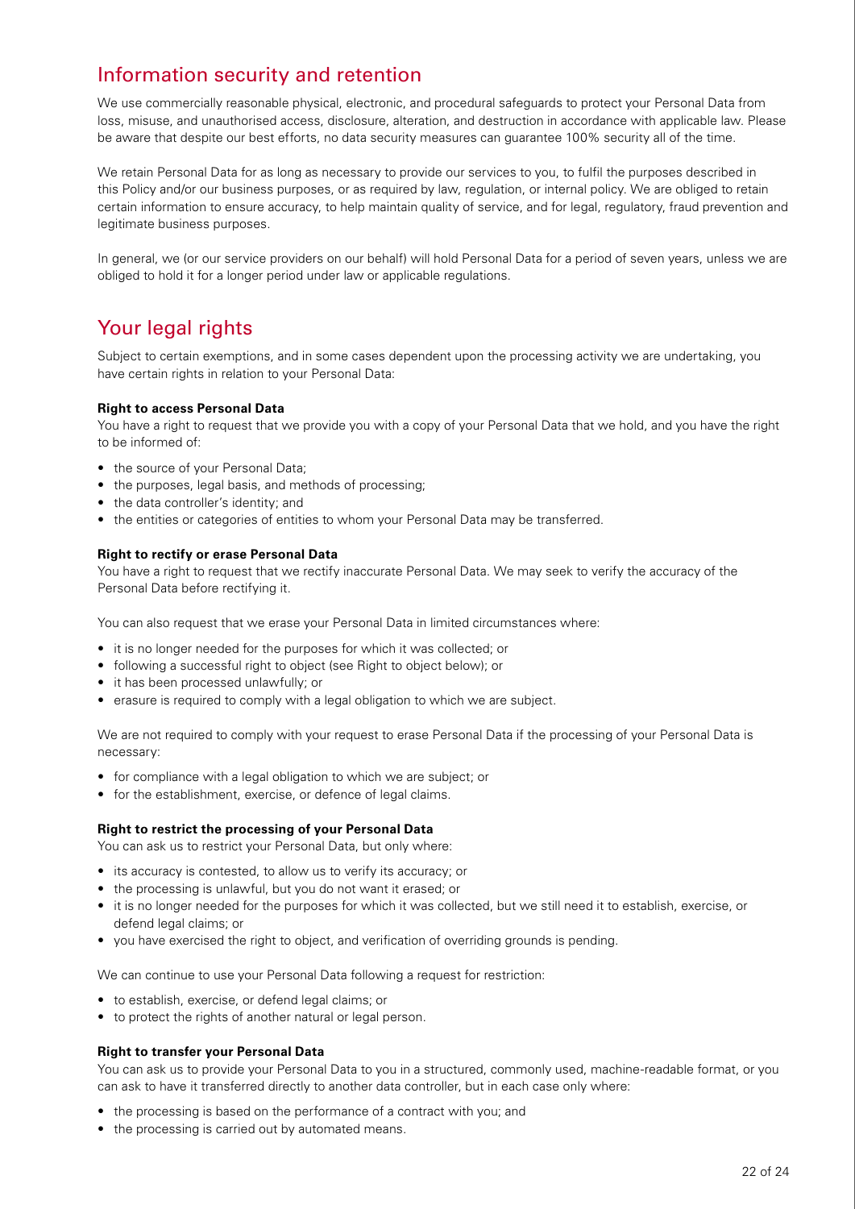## Information security and retention

We use commercially reasonable physical, electronic, and procedural safeguards to protect your Personal Data from loss, misuse, and unauthorised access, disclosure, alteration, and destruction in accordance with applicable law. Please be aware that despite our best efforts, no data security measures can guarantee 100% security all of the time.

We retain Personal Data for as long as necessary to provide our services to you, to fulfil the purposes described in this Policy and/or our business purposes, or as required by law, regulation, or internal policy. We are obliged to retain certain information to ensure accuracy, to help maintain quality of service, and for legal, regulatory, fraud prevention and legitimate business purposes.

In general, we (or our service providers on our behalf) will hold Personal Data for a period of seven years, unless we are obliged to hold it for a longer period under law or applicable regulations.

## Your legal rights

Subject to certain exemptions, and in some cases dependent upon the processing activity we are undertaking, you have certain rights in relation to your Personal Data:

**Right to access Personal Data**

You have a right to request that we provide you with a copy of your Personal Data that we hold, and you have the right to be informed of:

- the source of your Personal Data;
- the purposes, legal basis, and methods of processing;
- the data controller's identity; and
- the entities or categories of entities to whom your Personal Data may be transferred.

**Right to rectify or erase Personal Data**

You have a right to request that we rectify inaccurate Personal Data. We may seek to verify the accuracy of the Personal Data before rectifying it.

You can also request that we erase your Personal Data in limited circumstances where:

- it is no longer needed for the purposes for which it was collected; or
- following a successful right to object (see Right to object below); or
- it has been processed unlawfully; or
- erasure is required to comply with a legal obligation to which we are subject.

We are not required to comply with your request to erase Personal Data if the processing of your Personal Data is necessary:

- for compliance with a legal obligation to which we are subject; or
- for the establishment, exercise, or defence of legal claims.

**Right to restrict the processing of your Personal Data**

You can ask us to restrict your Personal Data, but only where:

- its accuracy is contested, to allow us to verify its accuracy; or
- the processing is unlawful, but you do not want it erased; or
- it is no longer needed for the purposes for which it was collected, but we still need it to establish, exercise, or defend legal claims; or
- you have exercised the right to object, and verification of overriding grounds is pending.

We can continue to use your Personal Data following a request for restriction:

- to establish, exercise, or defend legal claims; or
- to protect the rights of another natural or legal person.

**Right to transfer your Personal Data**

You can ask us to provide your Personal Data to you in a structured, commonly used, machine-readable format, or you can ask to have it transferred directly to another data controller, but in each case only where:

- the processing is based on the performance of a contract with you; and
- the processing is carried out by automated means.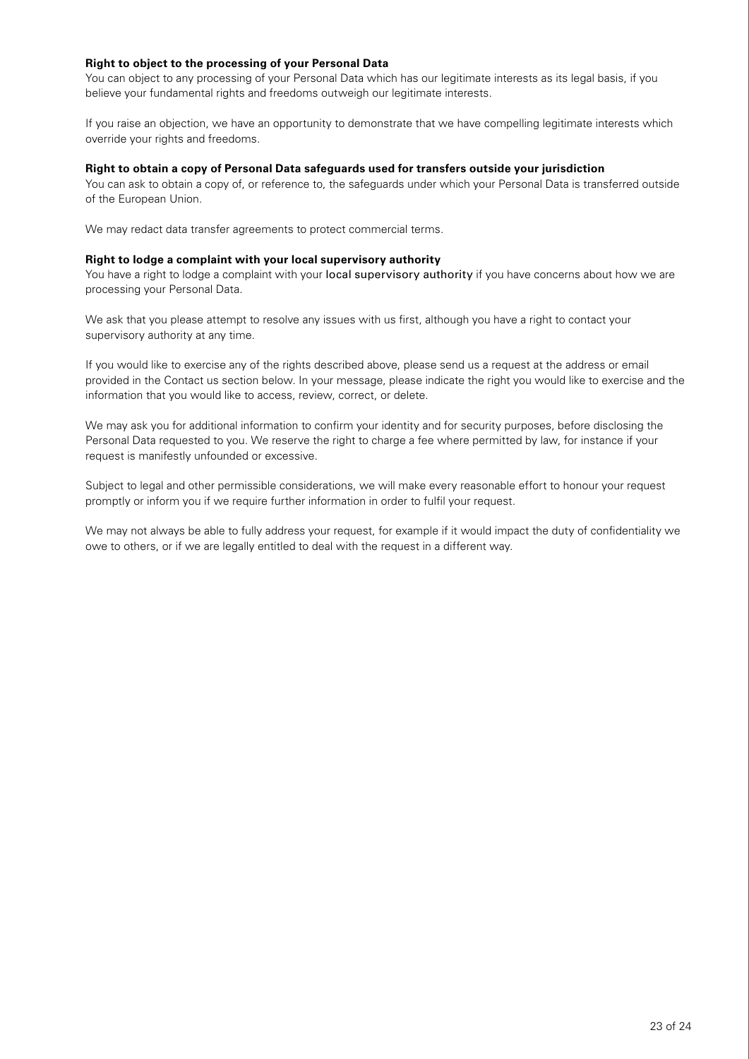**Right to object to the processing of your Personal Data**

You can object to any processing of your Personal Data which has our legitimate interests as its legal basis, if you believe your fundamental rights and freedoms outweigh our legitimate interests.

If you raise an objection, we have an opportunity to demonstrate that we have compelling legitimate interests which override your rights and freedoms.

**Right to obtain a copy of Personal Data safeguards used for transfers outside your jurisdiction**

You can ask to obtain a copy of, or reference to, the safeguards under which your Personal Data is transferred outside of the European Union.

We may redact data transfer agreements to protect commercial terms.

**Right to lodge a complaint with your local supervisory authority**

You have a right to lodge a complaint with your local supervisory authority if you have concerns about how we are processing your Personal Data.

We ask that you please attempt to resolve any issues with us first, although you have a right to contact your supervisory authority at any time.

If you would like to exercise any of the rights described above, please send us a request at the address or email provided in the Contact us section below. In your message, please indicate the right you would like to exercise and the information that you would like to access, review, correct, or delete.

We may ask you for additional information to confirm your identity and for security purposes, before disclosing the Personal Data requested to you. We reserve the right to charge a fee where permitted by law, for instance if your request is manifestly unfounded or excessive.

Subject to legal and other permissible considerations, we will make every reasonable effort to honour your request promptly or inform you if we require further information in order to fulfil your request.

We may not always be able to fully address your request, for example if it would impact the duty of confidentiality we owe to others, or if we are legally entitled to deal with the request in a different way.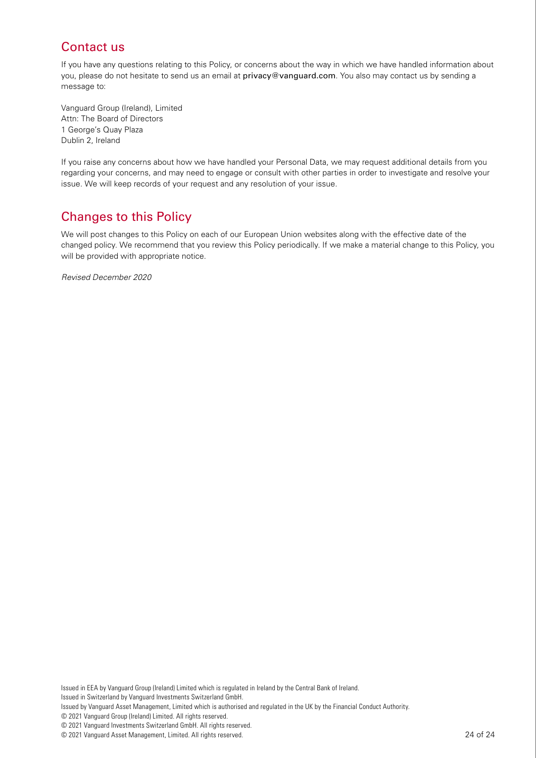## Contact us

If you have any questions relating to this Policy, or concerns about the way in which we have handled information about you, please do not hesitate to send us an email at privacy@vanguard.com. You also may contact us by sending a message to:

Vanguard Group (Ireland), Limited
Attn: The Board of Directors
1 George's Quay Plaza
Dublin 2, Ireland

If you raise any concerns about how we have handled your Personal Data, we may request additional details from you regarding your concerns, and may need to engage or consult with other parties in order to investigate and resolve your issue. We will keep records of your request and any resolution of your issue.

## Changes to this Policy

We will post changes to this Policy on each of our European Union websites along with the effective date of the changed policy. We recommend that you review this Policy periodically. If we make a material change to this Policy, you will be provided with appropriate notice.

*Revised December 2020*

Issued in EEA by Vanguard Group (Ireland) Limited which is regulated in Ireland by the Central Bank of Ireland.
Issued in Switzerland by Vanguard Investments Switzerland GmbH.
Issued by Vanguard Asset Management, Limited which is authorised and regulated in the UK by the Financial Conduct Authority.
© 2021 Vanguard Group (Ireland) Limited. All rights reserved.
© 2021 Vanguard Investments Switzerland GmbH. All rights reserved.
© 2021 Vanguard Asset Management, Limited. All rights reserved.